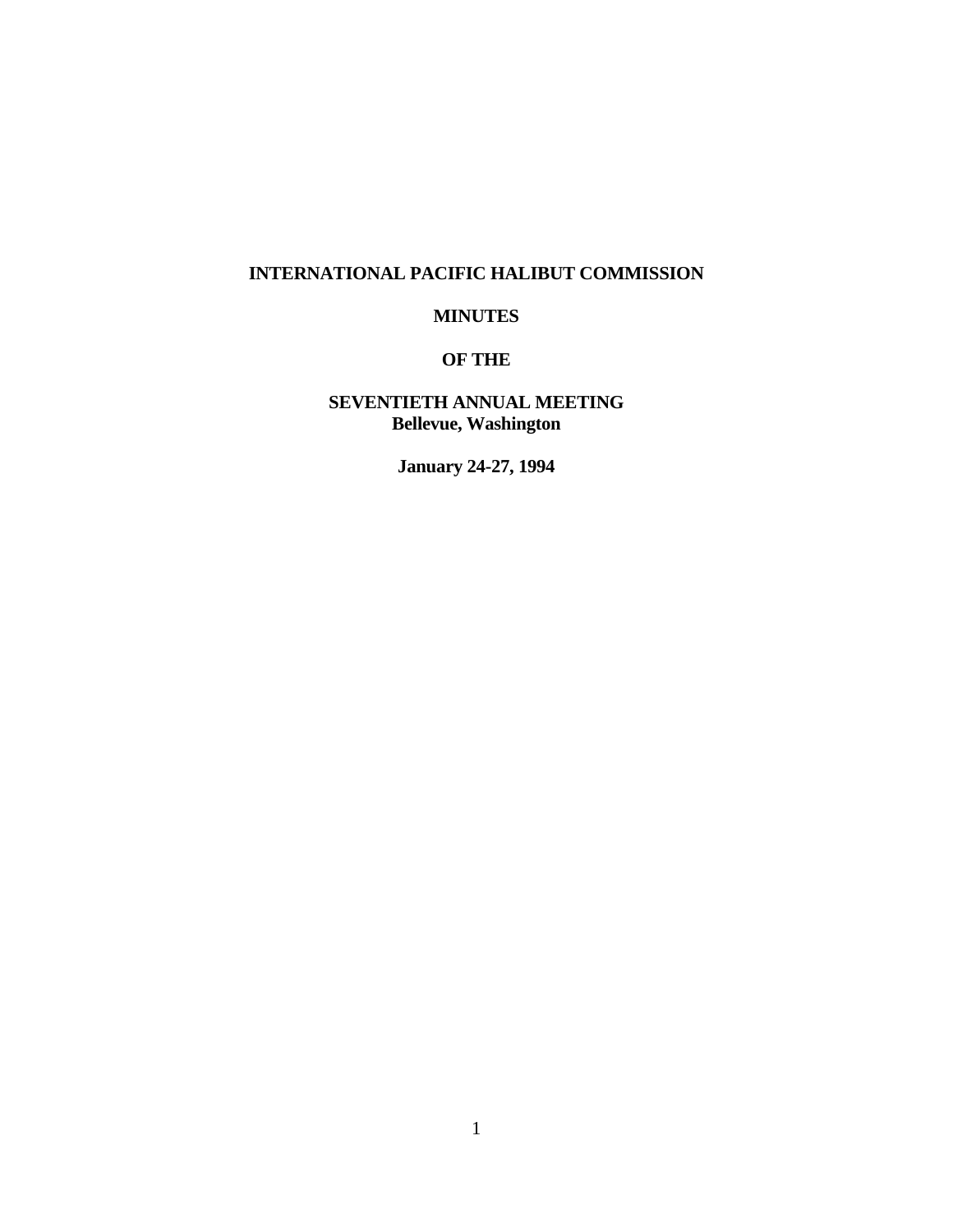# INTERNATIONAL PACIFIC HALIBUT COMMISSION

## MINUTES

## OF THE

## SEVENTIETH ANNUAL MEETING
**Bellevue, Washington**

**January 24-27, 1994**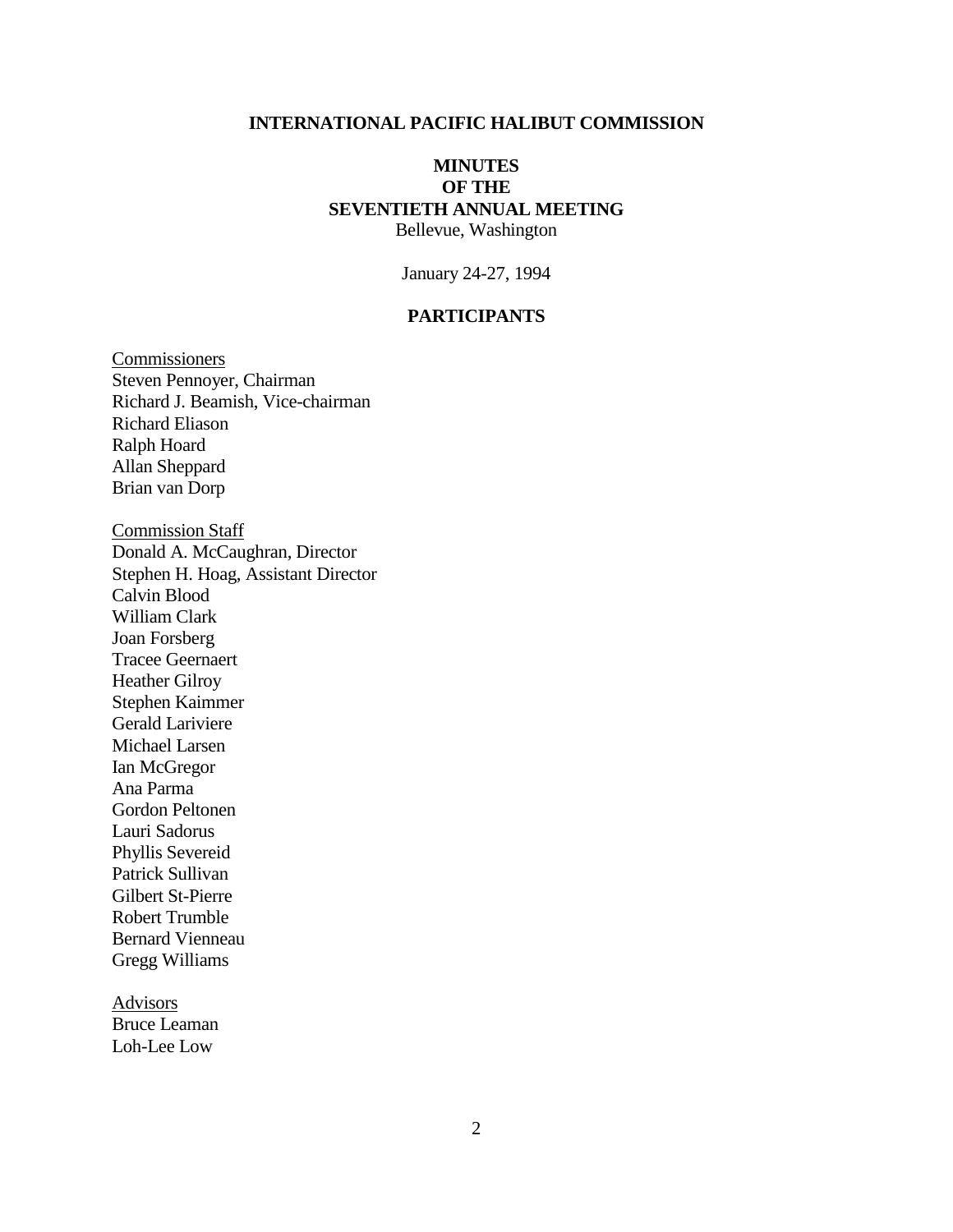**INTERNATIONAL PACIFIC HALIBUT COMMISSION**

**MINUTES**
**OF THE**
**SEVENTIETH ANNUAL MEETING**
Bellevue, Washington

January 24-27, 1994

## PARTICIPANTS

Commissioners
Steven Pennoyer, Chairman
Richard J. Beamish, Vice-chairman
Richard Eliason
Ralph Hoard
Allan Sheppard
Brian van Dorp

Commission Staff
Donald A. McCaughran, Director
Stephen H. Hoag, Assistant Director
Calvin Blood
William Clark
Joan Forsberg
Tracee Geernaert
Heather Gilroy
Stephen Kaimmer
Gerald Lariviere
Michael Larsen
Ian McGregor
Ana Parma
Gordon Peltonen
Lauri Sadorus
Phyllis Severeid
Patrick Sullivan
Gilbert St-Pierre
Robert Trumble
Bernard Vienneau
Gregg Williams

Advisors
Bruce Leaman
Loh-Lee Low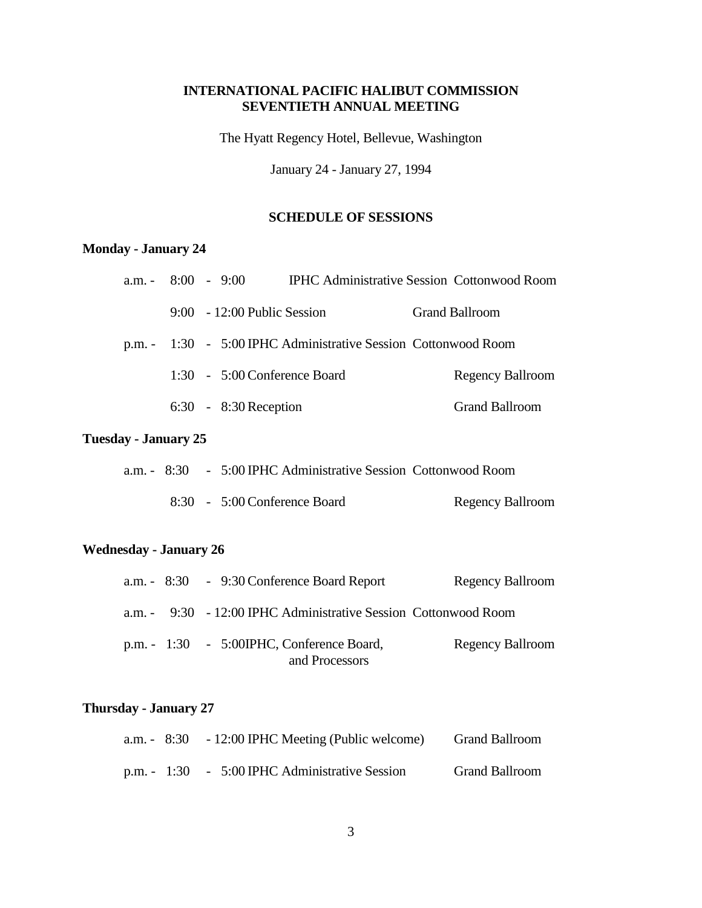**INTERNATIONAL PACIFIC HALIBUT COMMISSION**
**SEVENTIETH ANNUAL MEETING**

The Hyatt Regency Hotel, Bellevue, Washington

January 24 - January 27, 1994

## SCHEDULE OF SESSIONS

### Monday - January 24

| | Time | Session | Location |
|---|---|---|---|
| a.m. - | 8:00 - 9:00 | IPHC Administrative Session | Cottonwood Room |
| | 9:00 - 12:00 | Public Session | Grand Ballroom |
| p.m. - | 1:30 - 5:00 | IPHC Administrative Session | Cottonwood Room |
| | 1:30 - 5:00 | Conference Board | Regency Ballroom |
| | 6:30 - 8:30 | Reception | Grand Ballroom |

### Tuesday - January 25

| | Time | Session | Location |
|---|---|---|---|
| a.m. - | 8:30 - 5:00 | IPHC Administrative Session | Cottonwood Room |
| | 8:30 - 5:00 | Conference Board | Regency Ballroom |

### Wednesday - January 26

| | Time | Session | Location |
|---|---|---|---|
| a.m. - | 8:30 - 9:30 | Conference Board Report | Regency Ballroom |
| a.m. - | 9:30 - 12:00 | IPHC Administrative Session | Cottonwood Room |
| p.m. - | 1:30 - 5:00 | IPHC, Conference Board, and Processors | Regency Ballroom |

### Thursday - January 27

| | Time | Session | Location |
|---|---|---|---|
| a.m. - | 8:30 - 12:00 | IPHC Meeting (Public welcome) | Grand Ballroom |
| p.m. - | 1:30 - 5:00 | IPHC Administrative Session | Grand Ballroom |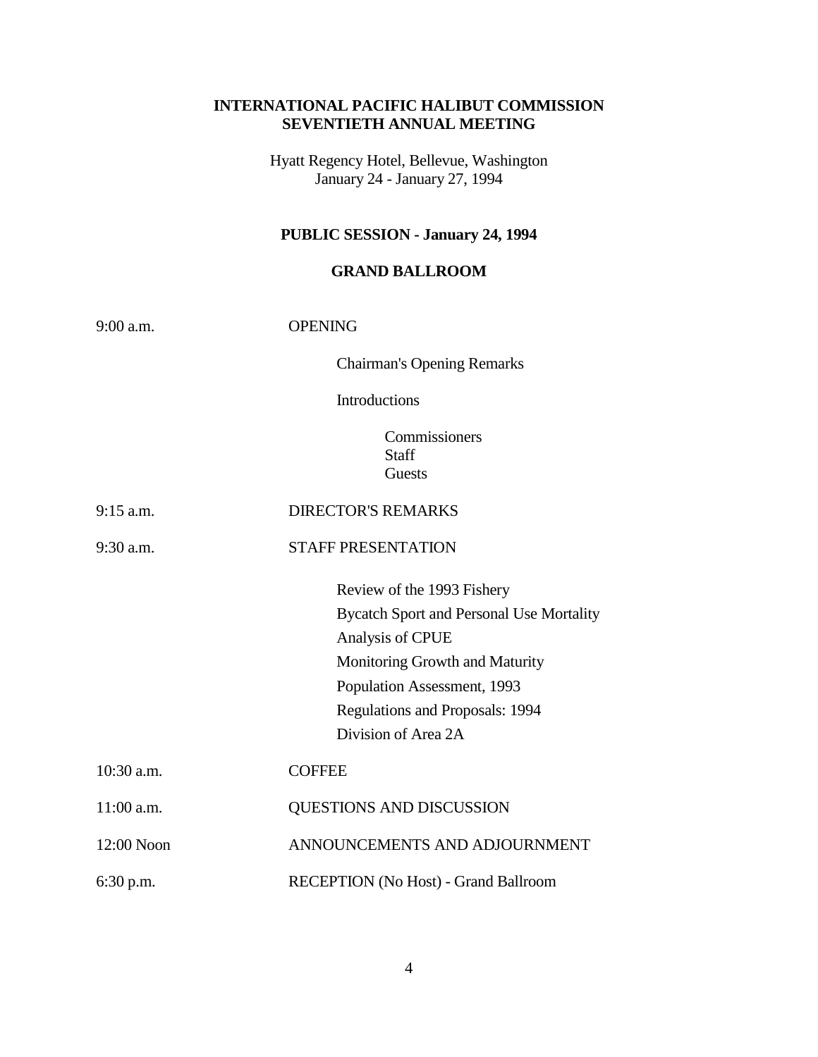# INTERNATIONAL PACIFIC HALIBUT COMMISSION
# SEVENTIETH ANNUAL MEETING

Hyatt Regency Hotel, Bellevue, Washington
January 24 - January 27, 1994

## PUBLIC SESSION - January 24, 1994

## GRAND BALLROOM

| | |
|---|---|
| 9:00 a.m. | OPENING |
| | Chairman's Opening Remarks |
| | Introductions |
| | Commissioners<br>Staff<br>Guests |
| 9:15 a.m. | DIRECTOR'S REMARKS |
| 9:30 a.m. | STAFF PRESENTATION |
| | Review of the 1993 Fishery<br>Bycatch Sport and Personal Use Mortality<br>Analysis of CPUE<br>Monitoring Growth and Maturity<br>Population Assessment, 1993<br>Regulations and Proposals: 1994<br>Division of Area 2A |
| 10:30 a.m. | COFFEE |
| 11:00 a.m. | QUESTIONS AND DISCUSSION |
| 12:00 Noon | ANNOUNCEMENTS AND ADJOURNMENT |
| 6:30 p.m. | RECEPTION (No Host) - Grand Ballroom |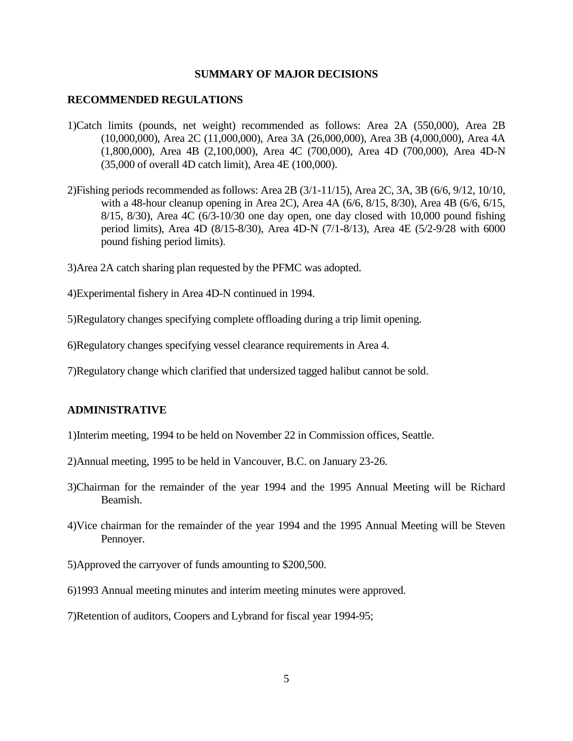## SUMMARY OF MAJOR DECISIONS

### RECOMMENDED REGULATIONS

1)Catch limits (pounds, net weight) recommended as follows: Area 2A (550,000), Area 2B (10,000,000), Area 2C (11,000,000), Area 3A (26,000,000), Area 3B (4,000,000), Area 4A (1,800,000), Area 4B (2,100,000), Area 4C (700,000), Area 4D (700,000), Area 4D-N (35,000 of overall 4D catch limit), Area 4E (100,000).

2)Fishing periods recommended as follows: Area 2B (3/1-11/15), Area 2C, 3A, 3B (6/6, 9/12, 10/10, with a 48-hour cleanup opening in Area 2C), Area 4A (6/6, 8/15, 8/30), Area 4B (6/6, 6/15, 8/15, 8/30), Area 4C (6/3-10/30 one day open, one day closed with 10,000 pound fishing period limits), Area 4D (8/15-8/30), Area 4D-N (7/1-8/13), Area 4E (5/2-9/28 with 6000 pound fishing period limits).

3)Area 2A catch sharing plan requested by the PFMC was adopted.

4)Experimental fishery in Area 4D-N continued in 1994.

5)Regulatory changes specifying complete offloading during a trip limit opening.

6)Regulatory changes specifying vessel clearance requirements in Area 4.

7)Regulatory change which clarified that undersized tagged halibut cannot be sold.

### ADMINISTRATIVE

1)Interim meeting, 1994 to be held on November 22 in Commission offices, Seattle.

2)Annual meeting, 1995 to be held in Vancouver, B.C. on January 23-26.

3)Chairman for the remainder of the year 1994 and the 1995 Annual Meeting will be Richard Beamish.

4)Vice chairman for the remainder of the year 1994 and the 1995 Annual Meeting will be Steven Pennoyer.

5)Approved the carryover of funds amounting to $200,500.

6)1993 Annual meeting minutes and interim meeting minutes were approved.

7)Retention of auditors, Coopers and Lybrand for fiscal year 1994-95;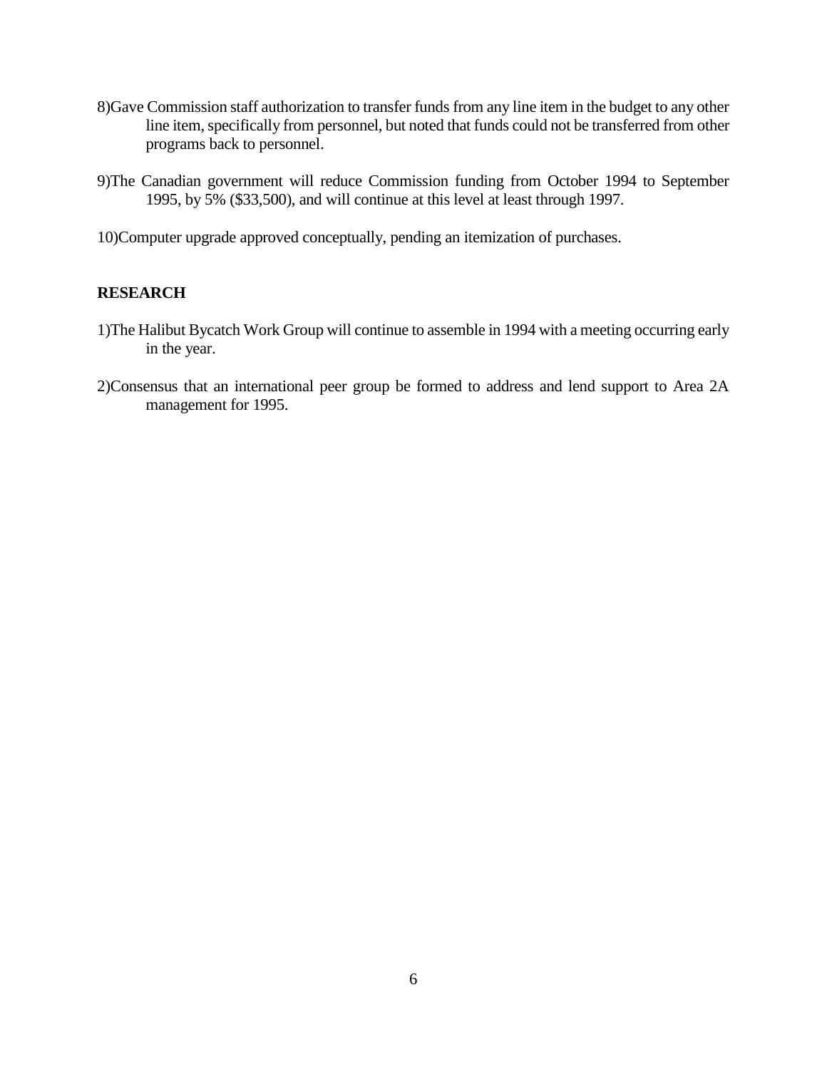8)Gave Commission staff authorization to transfer funds from any line item in the budget to any other line item, specifically from personnel, but noted that funds could not be transferred from other programs back to personnel.

9)The Canadian government will reduce Commission funding from October 1994 to September 1995, by 5% ($33,500), and will continue at this level at least through 1997.

10)Computer upgrade approved conceptually, pending an itemization of purchases.

**RESEARCH**

1)The Halibut Bycatch Work Group will continue to assemble in 1994 with a meeting occurring early in the year.

2)Consensus that an international peer group be formed to address and lend support to Area 2A management for 1995.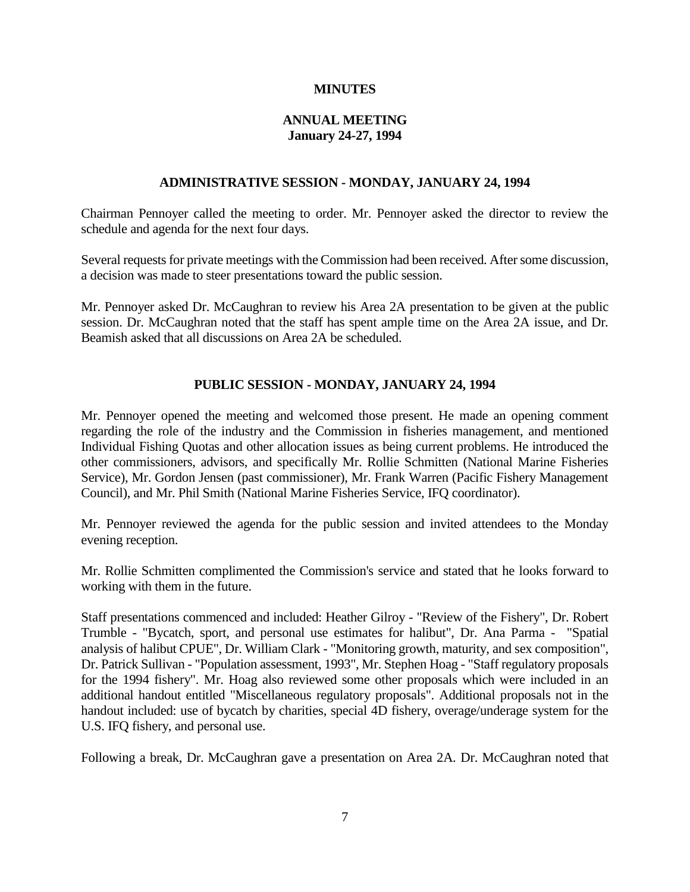# MINUTES

## ANNUAL MEETING
**January 24-27, 1994**

### ADMINISTRATIVE SESSION - MONDAY, JANUARY 24, 1994

Chairman Pennoyer called the meeting to order. Mr. Pennoyer asked the director to review the schedule and agenda for the next four days.

Several requests for private meetings with the Commission had been received. After some discussion, a decision was made to steer presentations toward the public session.

Mr. Pennoyer asked Dr. McCaughran to review his Area 2A presentation to be given at the public session. Dr. McCaughran noted that the staff has spent ample time on the Area 2A issue, and Dr. Beamish asked that all discussions on Area 2A be scheduled.

### PUBLIC SESSION - MONDAY, JANUARY 24, 1994

Mr. Pennoyer opened the meeting and welcomed those present. He made an opening comment regarding the role of the industry and the Commission in fisheries management, and mentioned Individual Fishing Quotas and other allocation issues as being current problems. He introduced the other commissioners, advisors, and specifically Mr. Rollie Schmitten (National Marine Fisheries Service), Mr. Gordon Jensen (past commissioner), Mr. Frank Warren (Pacific Fishery Management Council), and Mr. Phil Smith (National Marine Fisheries Service, IFQ coordinator).

Mr. Pennoyer reviewed the agenda for the public session and invited attendees to the Monday evening reception.

Mr. Rollie Schmitten complimented the Commission's service and stated that he looks forward to working with them in the future.

Staff presentations commenced and included: Heather Gilroy - "Review of the Fishery", Dr. Robert Trumble - "Bycatch, sport, and personal use estimates for halibut", Dr. Ana Parma - "Spatial analysis of halibut CPUE", Dr. William Clark - "Monitoring growth, maturity, and sex composition", Dr. Patrick Sullivan - "Population assessment, 1993", Mr. Stephen Hoag - "Staff regulatory proposals for the 1994 fishery". Mr. Hoag also reviewed some other proposals which were included in an additional handout entitled "Miscellaneous regulatory proposals". Additional proposals not in the handout included: use of bycatch by charities, special 4D fishery, overage/underage system for the U.S. IFQ fishery, and personal use.

Following a break, Dr. McCaughran gave a presentation on Area 2A. Dr. McCaughran noted that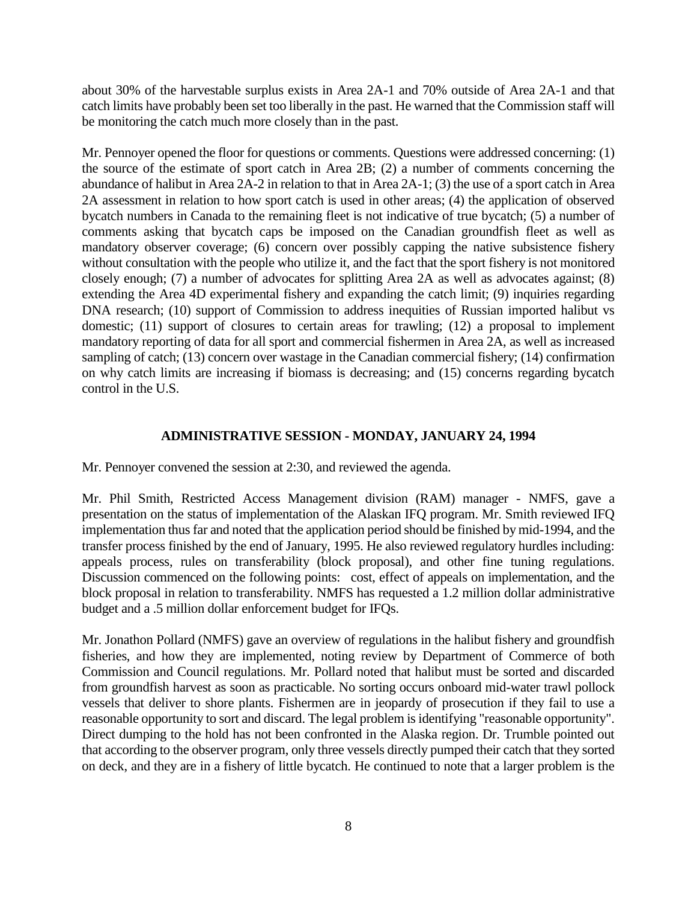about 30% of the harvestable surplus exists in Area 2A-1 and 70% outside of Area 2A-1 and that catch limits have probably been set too liberally in the past. He warned that the Commission staff will be monitoring the catch much more closely than in the past.

Mr. Pennoyer opened the floor for questions or comments. Questions were addressed concerning: (1) the source of the estimate of sport catch in Area 2B; (2) a number of comments concerning the abundance of halibut in Area 2A-2 in relation to that in Area 2A-1; (3) the use of a sport catch in Area 2A assessment in relation to how sport catch is used in other areas; (4) the application of observed bycatch numbers in Canada to the remaining fleet is not indicative of true bycatch; (5) a number of comments asking that bycatch caps be imposed on the Canadian groundfish fleet as well as mandatory observer coverage; (6) concern over possibly capping the native subsistence fishery without consultation with the people who utilize it, and the fact that the sport fishery is not monitored closely enough; (7) a number of advocates for splitting Area 2A as well as advocates against; (8) extending the Area 4D experimental fishery and expanding the catch limit; (9) inquiries regarding DNA research; (10) support of Commission to address inequities of Russian imported halibut vs domestic; (11) support of closures to certain areas for trawling; (12) a proposal to implement mandatory reporting of data for all sport and commercial fishermen in Area 2A, as well as increased sampling of catch; (13) concern over wastage in the Canadian commercial fishery; (14) confirmation on why catch limits are increasing if biomass is decreasing; and (15) concerns regarding bycatch control in the U.S.

## ADMINISTRATIVE SESSION - MONDAY, JANUARY 24, 1994

Mr. Pennoyer convened the session at 2:30, and reviewed the agenda.

Mr. Phil Smith, Restricted Access Management division (RAM) manager - NMFS, gave a presentation on the status of implementation of the Alaskan IFQ program. Mr. Smith reviewed IFQ implementation thus far and noted that the application period should be finished by mid-1994, and the transfer process finished by the end of January, 1995. He also reviewed regulatory hurdles including: appeals process, rules on transferability (block proposal), and other fine tuning regulations. Discussion commenced on the following points: cost, effect of appeals on implementation, and the block proposal in relation to transferability. NMFS has requested a 1.2 million dollar administrative budget and a .5 million dollar enforcement budget for IFQs.

Mr. Jonathon Pollard (NMFS) gave an overview of regulations in the halibut fishery and groundfish fisheries, and how they are implemented, noting review by Department of Commerce of both Commission and Council regulations. Mr. Pollard noted that halibut must be sorted and discarded from groundfish harvest as soon as practicable. No sorting occurs onboard mid-water trawl pollock vessels that deliver to shore plants. Fishermen are in jeopardy of prosecution if they fail to use a reasonable opportunity to sort and discard. The legal problem is identifying "reasonable opportunity". Direct dumping to the hold has not been confronted in the Alaska region. Dr. Trumble pointed out that according to the observer program, only three vessels directly pumped their catch that they sorted on deck, and they are in a fishery of little bycatch. He continued to note that a larger problem is the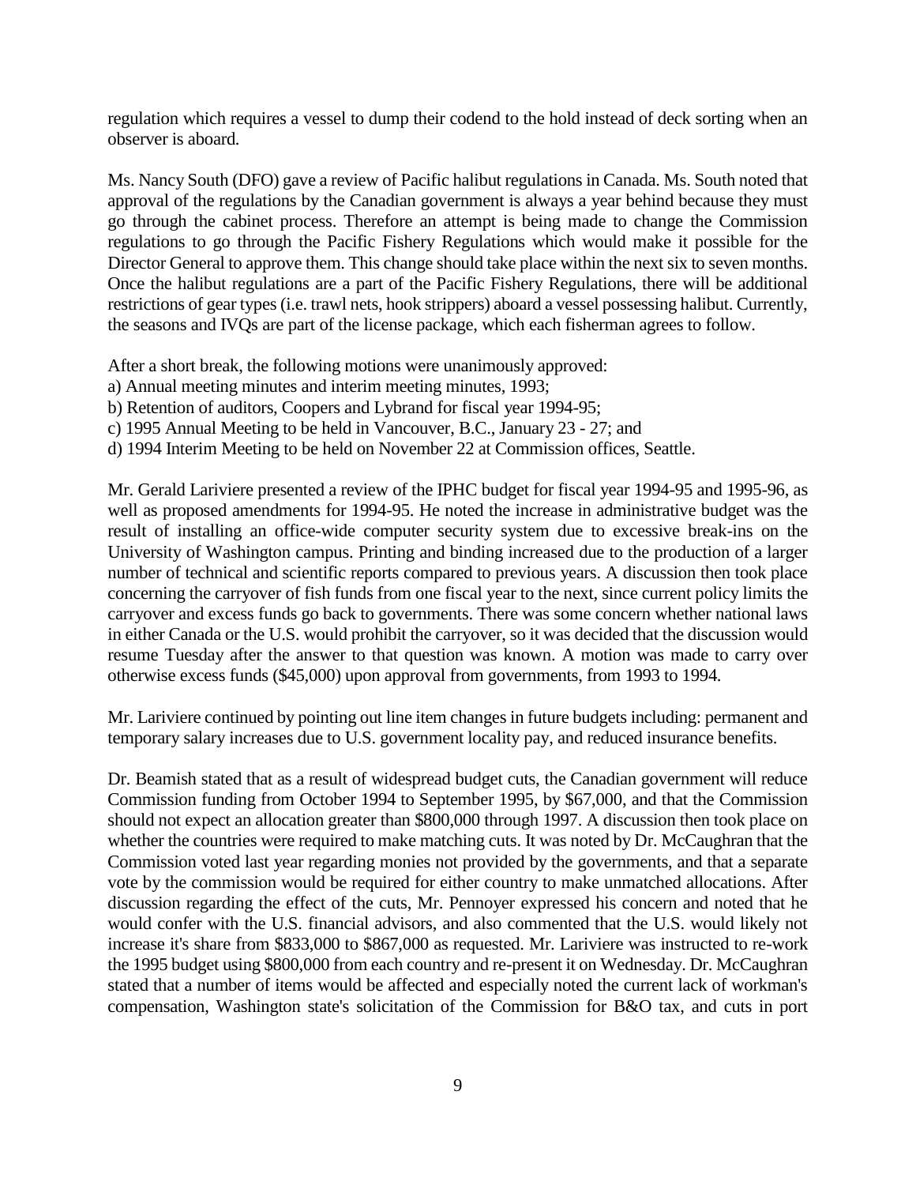regulation which requires a vessel to dump their codend to the hold instead of deck sorting when an observer is aboard.

Ms. Nancy South (DFO) gave a review of Pacific halibut regulations in Canada. Ms. South noted that approval of the regulations by the Canadian government is always a year behind because they must go through the cabinet process. Therefore an attempt is being made to change the Commission regulations to go through the Pacific Fishery Regulations which would make it possible for the Director General to approve them. This change should take place within the next six to seven months. Once the halibut regulations are a part of the Pacific Fishery Regulations, there will be additional restrictions of gear types (i.e. trawl nets, hook strippers) aboard a vessel possessing halibut. Currently, the seasons and IVQs are part of the license package, which each fisherman agrees to follow.

After a short break, the following motions were unanimously approved:
a) Annual meeting minutes and interim meeting minutes, 1993;
b) Retention of auditors, Coopers and Lybrand for fiscal year 1994-95;
c) 1995 Annual Meeting to be held in Vancouver, B.C., January 23 - 27; and
d) 1994 Interim Meeting to be held on November 22 at Commission offices, Seattle.

Mr. Gerald Lariviere presented a review of the IPHC budget for fiscal year 1994-95 and 1995-96, as well as proposed amendments for 1994-95. He noted the increase in administrative budget was the result of installing an office-wide computer security system due to excessive break-ins on the University of Washington campus. Printing and binding increased due to the production of a larger number of technical and scientific reports compared to previous years. A discussion then took place concerning the carryover of fish funds from one fiscal year to the next, since current policy limits the carryover and excess funds go back to governments. There was some concern whether national laws in either Canada or the U.S. would prohibit the carryover, so it was decided that the discussion would resume Tuesday after the answer to that question was known. A motion was made to carry over otherwise excess funds ($45,000) upon approval from governments, from 1993 to 1994.

Mr. Lariviere continued by pointing out line item changes in future budgets including: permanent and temporary salary increases due to U.S. government locality pay, and reduced insurance benefits.

Dr. Beamish stated that as a result of widespread budget cuts, the Canadian government will reduce Commission funding from October 1994 to September 1995, by $67,000, and that the Commission should not expect an allocation greater than $800,000 through 1997. A discussion then took place on whether the countries were required to make matching cuts. It was noted by Dr. McCaughran that the Commission voted last year regarding monies not provided by the governments, and that a separate vote by the commission would be required for either country to make unmatched allocations. After discussion regarding the effect of the cuts, Mr. Pennoyer expressed his concern and noted that he would confer with the U.S. financial advisors, and also commented that the U.S. would likely not increase it's share from $833,000 to $867,000 as requested. Mr. Lariviere was instructed to re-work the 1995 budget using $800,000 from each country and re-present it on Wednesday. Dr. McCaughran stated that a number of items would be affected and especially noted the current lack of workman's compensation, Washington state's solicitation of the Commission for B&O tax, and cuts in port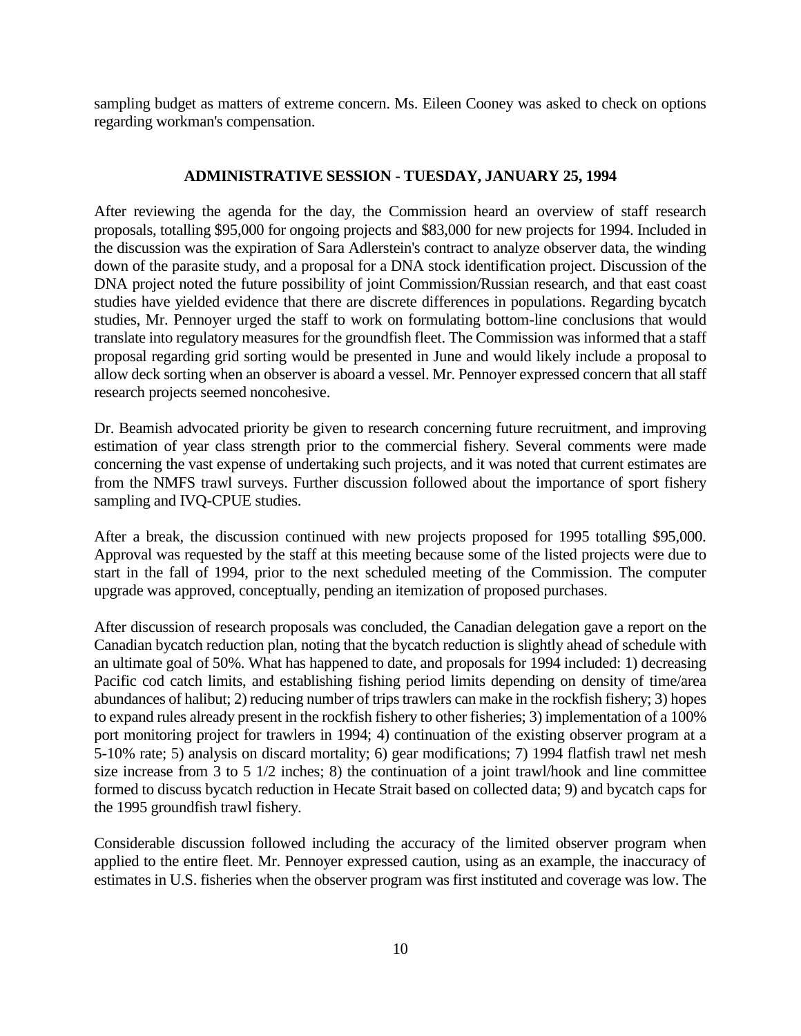sampling budget as matters of extreme concern. Ms. Eileen Cooney was asked to check on options regarding workman's compensation.

## ADMINISTRATIVE SESSION - TUESDAY, JANUARY 25, 1994

After reviewing the agenda for the day, the Commission heard an overview of staff research proposals, totalling $95,000 for ongoing projects and $83,000 for new projects for 1994. Included in the discussion was the expiration of Sara Adlerstein's contract to analyze observer data, the winding down of the parasite study, and a proposal for a DNA stock identification project. Discussion of the DNA project noted the future possibility of joint Commission/Russian research, and that east coast studies have yielded evidence that there are discrete differences in populations. Regarding bycatch studies, Mr. Pennoyer urged the staff to work on formulating bottom-line conclusions that would translate into regulatory measures for the groundfish fleet. The Commission was informed that a staff proposal regarding grid sorting would be presented in June and would likely include a proposal to allow deck sorting when an observer is aboard a vessel. Mr. Pennoyer expressed concern that all staff research projects seemed noncohesive.

Dr. Beamish advocated priority be given to research concerning future recruitment, and improving estimation of year class strength prior to the commercial fishery. Several comments were made concerning the vast expense of undertaking such projects, and it was noted that current estimates are from the NMFS trawl surveys. Further discussion followed about the importance of sport fishery sampling and IVQ-CPUE studies.

After a break, the discussion continued with new projects proposed for 1995 totalling $95,000. Approval was requested by the staff at this meeting because some of the listed projects were due to start in the fall of 1994, prior to the next scheduled meeting of the Commission. The computer upgrade was approved, conceptually, pending an itemization of proposed purchases.

After discussion of research proposals was concluded, the Canadian delegation gave a report on the Canadian bycatch reduction plan, noting that the bycatch reduction is slightly ahead of schedule with an ultimate goal of 50%. What has happened to date, and proposals for 1994 included: 1) decreasing Pacific cod catch limits, and establishing fishing period limits depending on density of time/area abundances of halibut; 2) reducing number of trips trawlers can make in the rockfish fishery; 3) hopes to expand rules already present in the rockfish fishery to other fisheries; 3) implementation of a 100% port monitoring project for trawlers in 1994; 4) continuation of the existing observer program at a 5-10% rate; 5) analysis on discard mortality; 6) gear modifications; 7) 1994 flatfish trawl net mesh size increase from 3 to 5 1/2 inches; 8) the continuation of a joint trawl/hook and line committee formed to discuss bycatch reduction in Hecate Strait based on collected data; 9) and bycatch caps for the 1995 groundfish trawl fishery.

Considerable discussion followed including the accuracy of the limited observer program when applied to the entire fleet. Mr. Pennoyer expressed caution, using as an example, the inaccuracy of estimates in U.S. fisheries when the observer program was first instituted and coverage was low. The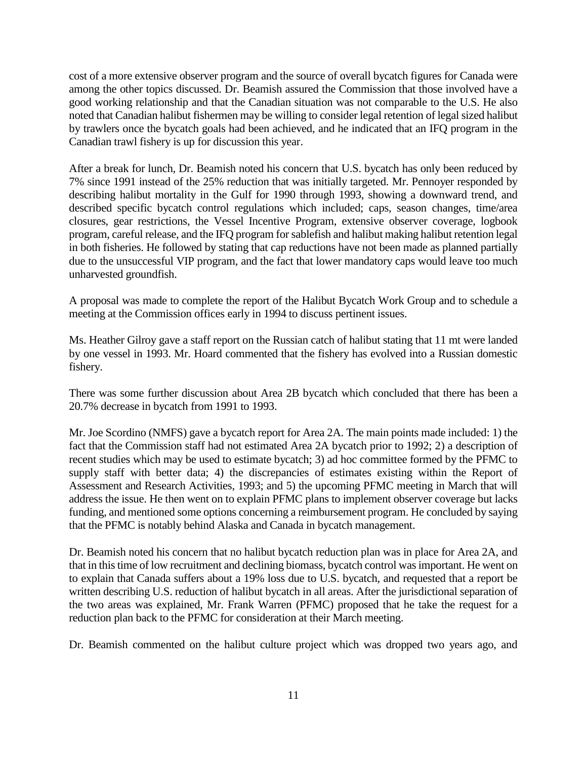cost of a more extensive observer program and the source of overall bycatch figures for Canada were among the other topics discussed. Dr. Beamish assured the Commission that those involved have a good working relationship and that the Canadian situation was not comparable to the U.S. He also noted that Canadian halibut fishermen may be willing to consider legal retention of legal sized halibut by trawlers once the bycatch goals had been achieved, and he indicated that an IFQ program in the Canadian trawl fishery is up for discussion this year.

After a break for lunch, Dr. Beamish noted his concern that U.S. bycatch has only been reduced by 7% since 1991 instead of the 25% reduction that was initially targeted. Mr. Pennoyer responded by describing halibut mortality in the Gulf for 1990 through 1993, showing a downward trend, and described specific bycatch control regulations which included; caps, season changes, time/area closures, gear restrictions, the Vessel Incentive Program, extensive observer coverage, logbook program, careful release, and the IFQ program for sablefish and halibut making halibut retention legal in both fisheries. He followed by stating that cap reductions have not been made as planned partially due to the unsuccessful VIP program, and the fact that lower mandatory caps would leave too much unharvested groundfish.

A proposal was made to complete the report of the Halibut Bycatch Work Group and to schedule a meeting at the Commission offices early in 1994 to discuss pertinent issues.

Ms. Heather Gilroy gave a staff report on the Russian catch of halibut stating that 11 mt were landed by one vessel in 1993. Mr. Hoard commented that the fishery has evolved into a Russian domestic fishery.

There was some further discussion about Area 2B bycatch which concluded that there has been a 20.7% decrease in bycatch from 1991 to 1993.

Mr. Joe Scordino (NMFS) gave a bycatch report for Area 2A. The main points made included: 1) the fact that the Commission staff had not estimated Area 2A bycatch prior to 1992; 2) a description of recent studies which may be used to estimate bycatch; 3) ad hoc committee formed by the PFMC to supply staff with better data; 4) the discrepancies of estimates existing within the Report of Assessment and Research Activities, 1993; and 5) the upcoming PFMC meeting in March that will address the issue. He then went on to explain PFMC plans to implement observer coverage but lacks funding, and mentioned some options concerning a reimbursement program. He concluded by saying that the PFMC is notably behind Alaska and Canada in bycatch management.

Dr. Beamish noted his concern that no halibut bycatch reduction plan was in place for Area 2A, and that in this time of low recruitment and declining biomass, bycatch control was important. He went on to explain that Canada suffers about a 19% loss due to U.S. bycatch, and requested that a report be written describing U.S. reduction of halibut bycatch in all areas. After the jurisdictional separation of the two areas was explained, Mr. Frank Warren (PFMC) proposed that he take the request for a reduction plan back to the PFMC for consideration at their March meeting.

Dr. Beamish commented on the halibut culture project which was dropped two years ago, and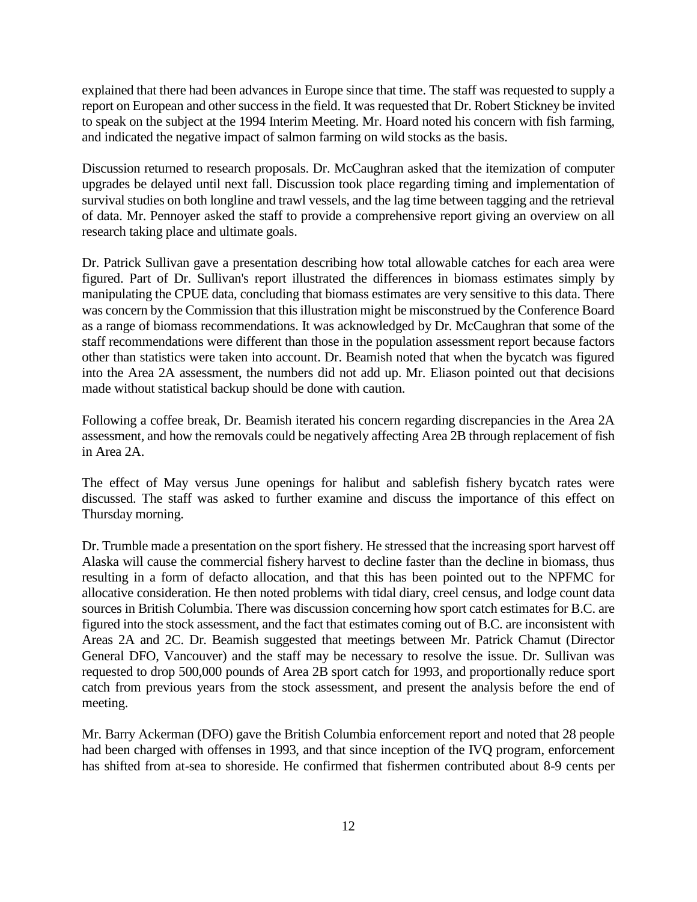explained that there had been advances in Europe since that time. The staff was requested to supply a report on European and other success in the field. It was requested that Dr. Robert Stickney be invited to speak on the subject at the 1994 Interim Meeting. Mr. Hoard noted his concern with fish farming, and indicated the negative impact of salmon farming on wild stocks as the basis.

Discussion returned to research proposals. Dr. McCaughran asked that the itemization of computer upgrades be delayed until next fall. Discussion took place regarding timing and implementation of survival studies on both longline and trawl vessels, and the lag time between tagging and the retrieval of data. Mr. Pennoyer asked the staff to provide a comprehensive report giving an overview on all research taking place and ultimate goals.

Dr. Patrick Sullivan gave a presentation describing how total allowable catches for each area were figured. Part of Dr. Sullivan's report illustrated the differences in biomass estimates simply by manipulating the CPUE data, concluding that biomass estimates are very sensitive to this data. There was concern by the Commission that this illustration might be misconstrued by the Conference Board as a range of biomass recommendations. It was acknowledged by Dr. McCaughran that some of the staff recommendations were different than those in the population assessment report because factors other than statistics were taken into account. Dr. Beamish noted that when the bycatch was figured into the Area 2A assessment, the numbers did not add up. Mr. Eliason pointed out that decisions made without statistical backup should be done with caution.

Following a coffee break, Dr. Beamish iterated his concern regarding discrepancies in the Area 2A assessment, and how the removals could be negatively affecting Area 2B through replacement of fish in Area 2A.

The effect of May versus June openings for halibut and sablefish fishery bycatch rates were discussed. The staff was asked to further examine and discuss the importance of this effect on Thursday morning.

Dr. Trumble made a presentation on the sport fishery. He stressed that the increasing sport harvest off Alaska will cause the commercial fishery harvest to decline faster than the decline in biomass, thus resulting in a form of defacto allocation, and that this has been pointed out to the NPFMC for allocative consideration. He then noted problems with tidal diary, creel census, and lodge count data sources in British Columbia. There was discussion concerning how sport catch estimates for B.C. are figured into the stock assessment, and the fact that estimates coming out of B.C. are inconsistent with Areas 2A and 2C. Dr. Beamish suggested that meetings between Mr. Patrick Chamut (Director General DFO, Vancouver) and the staff may be necessary to resolve the issue. Dr. Sullivan was requested to drop 500,000 pounds of Area 2B sport catch for 1993, and proportionally reduce sport catch from previous years from the stock assessment, and present the analysis before the end of meeting.

Mr. Barry Ackerman (DFO) gave the British Columbia enforcement report and noted that 28 people had been charged with offenses in 1993, and that since inception of the IVQ program, enforcement has shifted from at-sea to shoreside. He confirmed that fishermen contributed about 8-9 cents per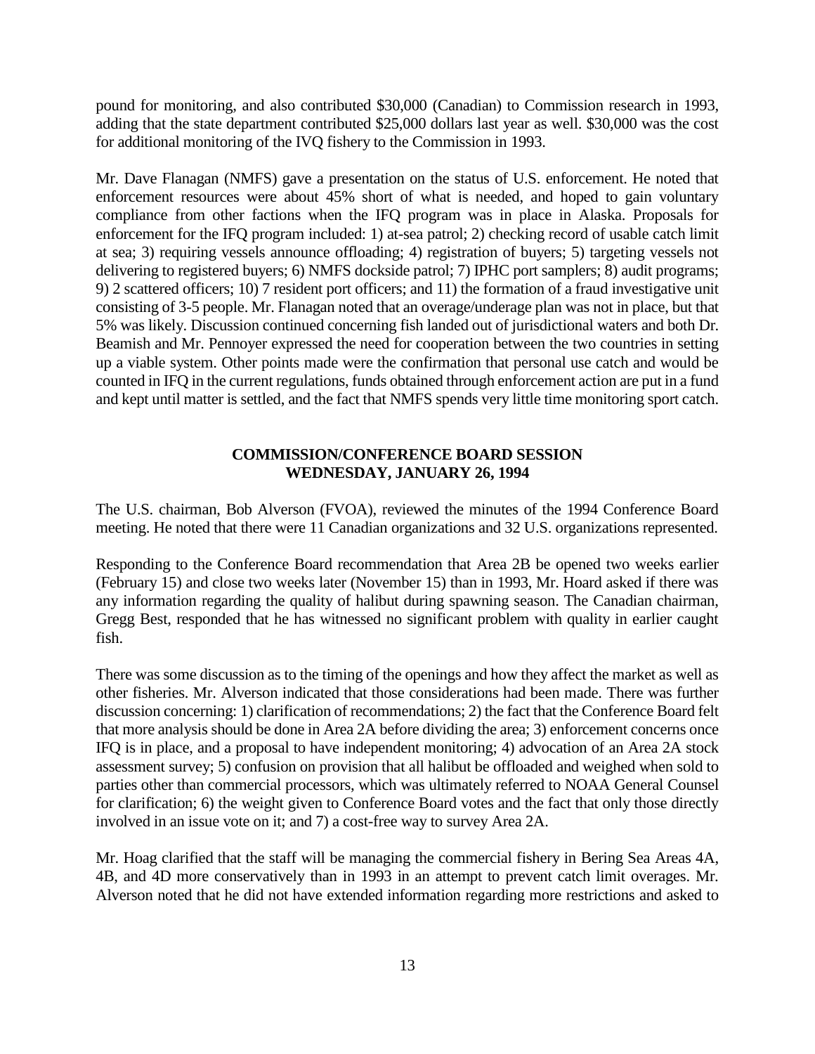pound for monitoring, and also contributed $30,000 (Canadian) to Commission research in 1993, adding that the state department contributed $25,000 dollars last year as well. $30,000 was the cost for additional monitoring of the IVQ fishery to the Commission in 1993.

Mr. Dave Flanagan (NMFS) gave a presentation on the status of U.S. enforcement. He noted that enforcement resources were about 45% short of what is needed, and hoped to gain voluntary compliance from other factions when the IFQ program was in place in Alaska. Proposals for enforcement for the IFQ program included: 1) at-sea patrol; 2) checking record of usable catch limit at sea; 3) requiring vessels announce offloading; 4) registration of buyers; 5) targeting vessels not delivering to registered buyers; 6) NMFS dockside patrol; 7) IPHC port samplers; 8) audit programs; 9) 2 scattered officers; 10) 7 resident port officers; and 11) the formation of a fraud investigative unit consisting of 3-5 people. Mr. Flanagan noted that an overage/underage plan was not in place, but that 5% was likely. Discussion continued concerning fish landed out of jurisdictional waters and both Dr. Beamish and Mr. Pennoyer expressed the need for cooperation between the two countries in setting up a viable system. Other points made were the confirmation that personal use catch and would be counted in IFQ in the current regulations, funds obtained through enforcement action are put in a fund and kept until matter is settled, and the fact that NMFS spends very little time monitoring sport catch.

## COMMISSION/CONFERENCE BOARD SESSION
## WEDNESDAY, JANUARY 26, 1994

The U.S. chairman, Bob Alverson (FVOA), reviewed the minutes of the 1994 Conference Board meeting. He noted that there were 11 Canadian organizations and 32 U.S. organizations represented.

Responding to the Conference Board recommendation that Area 2B be opened two weeks earlier (February 15) and close two weeks later (November 15) than in 1993, Mr. Hoard asked if there was any information regarding the quality of halibut during spawning season. The Canadian chairman, Gregg Best, responded that he has witnessed no significant problem with quality in earlier caught fish.

There was some discussion as to the timing of the openings and how they affect the market as well as other fisheries. Mr. Alverson indicated that those considerations had been made. There was further discussion concerning: 1) clarification of recommendations; 2) the fact that the Conference Board felt that more analysis should be done in Area 2A before dividing the area; 3) enforcement concerns once IFQ is in place, and a proposal to have independent monitoring; 4) advocation of an Area 2A stock assessment survey; 5) confusion on provision that all halibut be offloaded and weighed when sold to parties other than commercial processors, which was ultimately referred to NOAA General Counsel for clarification; 6) the weight given to Conference Board votes and the fact that only those directly involved in an issue vote on it; and 7) a cost-free way to survey Area 2A.

Mr. Hoag clarified that the staff will be managing the commercial fishery in Bering Sea Areas 4A, 4B, and 4D more conservatively than in 1993 in an attempt to prevent catch limit overages. Mr. Alverson noted that he did not have extended information regarding more restrictions and asked to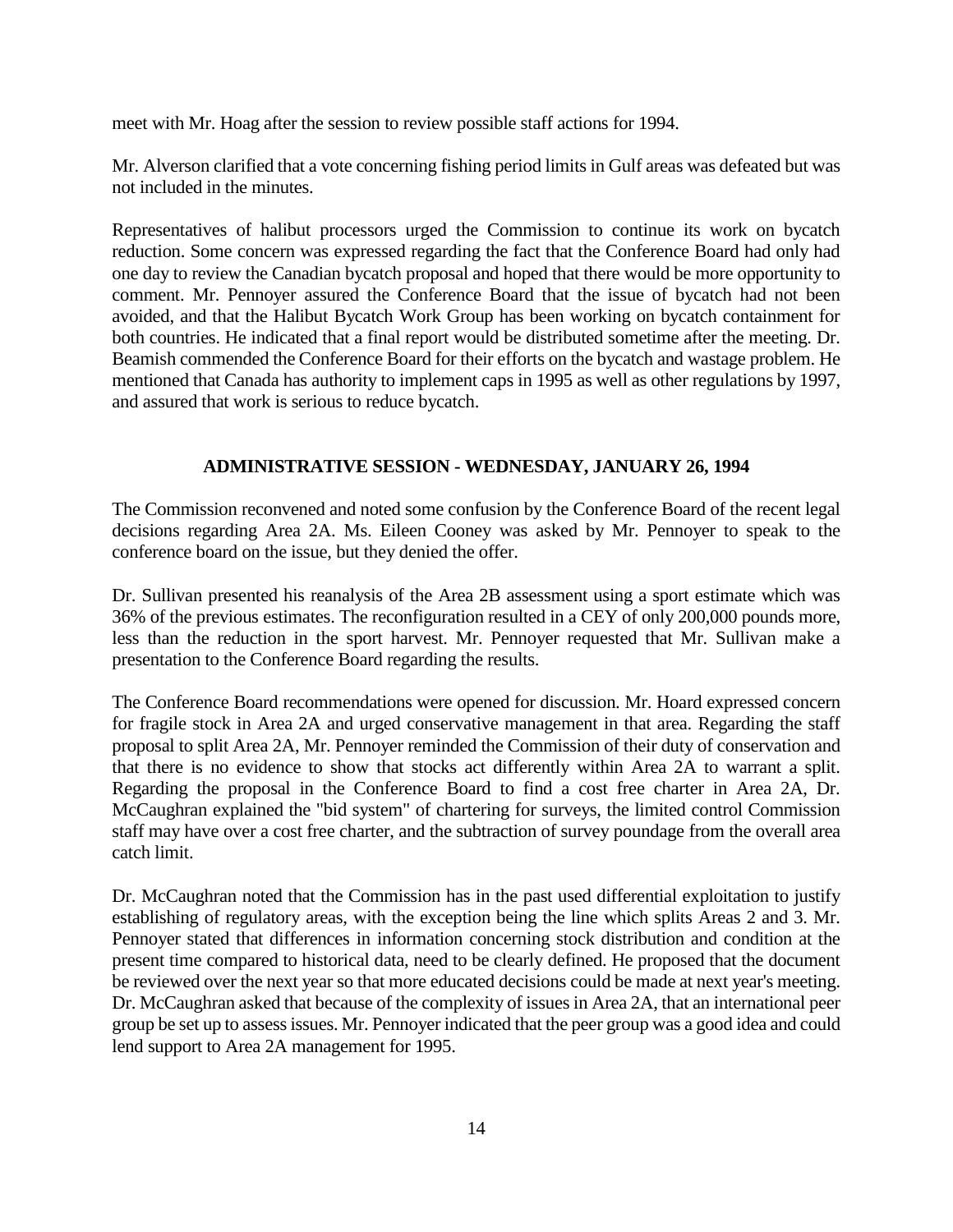meet with Mr. Hoag after the session to review possible staff actions for 1994.

Mr. Alverson clarified that a vote concerning fishing period limits in Gulf areas was defeated but was not included in the minutes.

Representatives of halibut processors urged the Commission to continue its work on bycatch reduction. Some concern was expressed regarding the fact that the Conference Board had only had one day to review the Canadian bycatch proposal and hoped that there would be more opportunity to comment. Mr. Pennoyer assured the Conference Board that the issue of bycatch had not been avoided, and that the Halibut Bycatch Work Group has been working on bycatch containment for both countries. He indicated that a final report would be distributed sometime after the meeting. Dr. Beamish commended the Conference Board for their efforts on the bycatch and wastage problem. He mentioned that Canada has authority to implement caps in 1995 as well as other regulations by 1997, and assured that work is serious to reduce bycatch.

## ADMINISTRATIVE SESSION - WEDNESDAY, JANUARY 26, 1994

The Commission reconvened and noted some confusion by the Conference Board of the recent legal decisions regarding Area 2A. Ms. Eileen Cooney was asked by Mr. Pennoyer to speak to the conference board on the issue, but they denied the offer.

Dr. Sullivan presented his reanalysis of the Area 2B assessment using a sport estimate which was 36% of the previous estimates. The reconfiguration resulted in a CEY of only 200,000 pounds more, less than the reduction in the sport harvest. Mr. Pennoyer requested that Mr. Sullivan make a presentation to the Conference Board regarding the results.

The Conference Board recommendations were opened for discussion. Mr. Hoard expressed concern for fragile stock in Area 2A and urged conservative management in that area. Regarding the staff proposal to split Area 2A, Mr. Pennoyer reminded the Commission of their duty of conservation and that there is no evidence to show that stocks act differently within Area 2A to warrant a split. Regarding the proposal in the Conference Board to find a cost free charter in Area 2A, Dr. McCaughran explained the "bid system" of chartering for surveys, the limited control Commission staff may have over a cost free charter, and the subtraction of survey poundage from the overall area catch limit.

Dr. McCaughran noted that the Commission has in the past used differential exploitation to justify establishing of regulatory areas, with the exception being the line which splits Areas 2 and 3. Mr. Pennoyer stated that differences in information concerning stock distribution and condition at the present time compared to historical data, need to be clearly defined. He proposed that the document be reviewed over the next year so that more educated decisions could be made at next year's meeting. Dr. McCaughran asked that because of the complexity of issues in Area 2A, that an international peer group be set up to assess issues. Mr. Pennoyer indicated that the peer group was a good idea and could lend support to Area 2A management for 1995.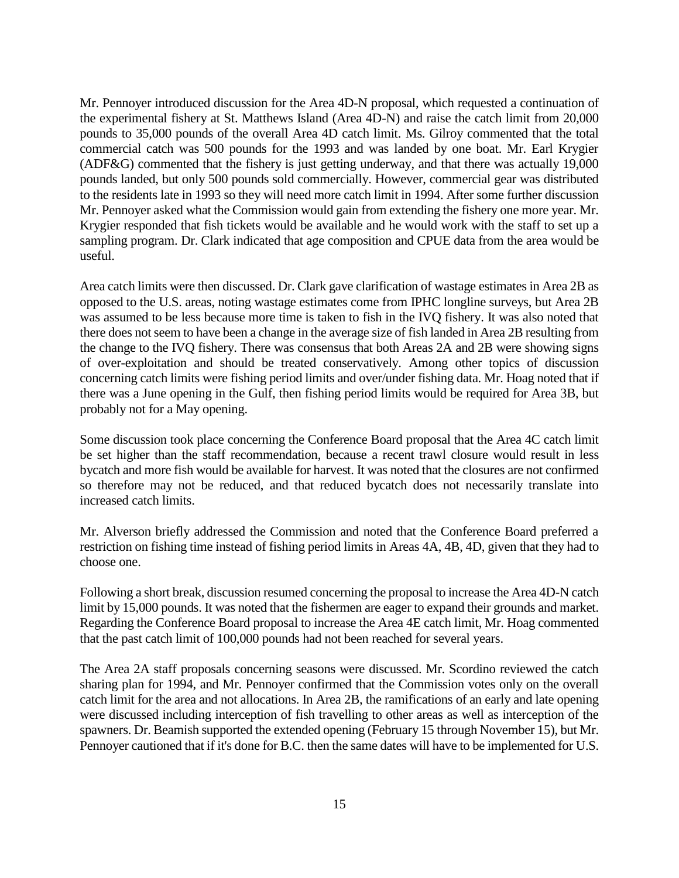Mr. Pennoyer introduced discussion for the Area 4D-N proposal, which requested a continuation of the experimental fishery at St. Matthews Island (Area 4D-N) and raise the catch limit from 20,000 pounds to 35,000 pounds of the overall Area 4D catch limit. Ms. Gilroy commented that the total commercial catch was 500 pounds for the 1993 and was landed by one boat. Mr. Earl Krygier (ADF&G) commented that the fishery is just getting underway, and that there was actually 19,000 pounds landed, but only 500 pounds sold commercially. However, commercial gear was distributed to the residents late in 1993 so they will need more catch limit in 1994. After some further discussion Mr. Pennoyer asked what the Commission would gain from extending the fishery one more year. Mr. Krygier responded that fish tickets would be available and he would work with the staff to set up a sampling program. Dr. Clark indicated that age composition and CPUE data from the area would be useful.

Area catch limits were then discussed. Dr. Clark gave clarification of wastage estimates in Area 2B as opposed to the U.S. areas, noting wastage estimates come from IPHC longline surveys, but Area 2B was assumed to be less because more time is taken to fish in the IVQ fishery. It was also noted that there does not seem to have been a change in the average size of fish landed in Area 2B resulting from the change to the IVQ fishery. There was consensus that both Areas 2A and 2B were showing signs of over-exploitation and should be treated conservatively. Among other topics of discussion concerning catch limits were fishing period limits and over/under fishing data. Mr. Hoag noted that if there was a June opening in the Gulf, then fishing period limits would be required for Area 3B, but probably not for a May opening.

Some discussion took place concerning the Conference Board proposal that the Area 4C catch limit be set higher than the staff recommendation, because a recent trawl closure would result in less bycatch and more fish would be available for harvest. It was noted that the closures are not confirmed so therefore may not be reduced, and that reduced bycatch does not necessarily translate into increased catch limits.

Mr. Alverson briefly addressed the Commission and noted that the Conference Board preferred a restriction on fishing time instead of fishing period limits in Areas 4A, 4B, 4D, given that they had to choose one.

Following a short break, discussion resumed concerning the proposal to increase the Area 4D-N catch limit by 15,000 pounds. It was noted that the fishermen are eager to expand their grounds and market. Regarding the Conference Board proposal to increase the Area 4E catch limit, Mr. Hoag commented that the past catch limit of 100,000 pounds had not been reached for several years.

The Area 2A staff proposals concerning seasons were discussed. Mr. Scordino reviewed the catch sharing plan for 1994, and Mr. Pennoyer confirmed that the Commission votes only on the overall catch limit for the area and not allocations. In Area 2B, the ramifications of an early and late opening were discussed including interception of fish travelling to other areas as well as interception of the spawners. Dr. Beamish supported the extended opening (February 15 through November 15), but Mr. Pennoyer cautioned that if it's done for B.C. then the same dates will have to be implemented for U.S.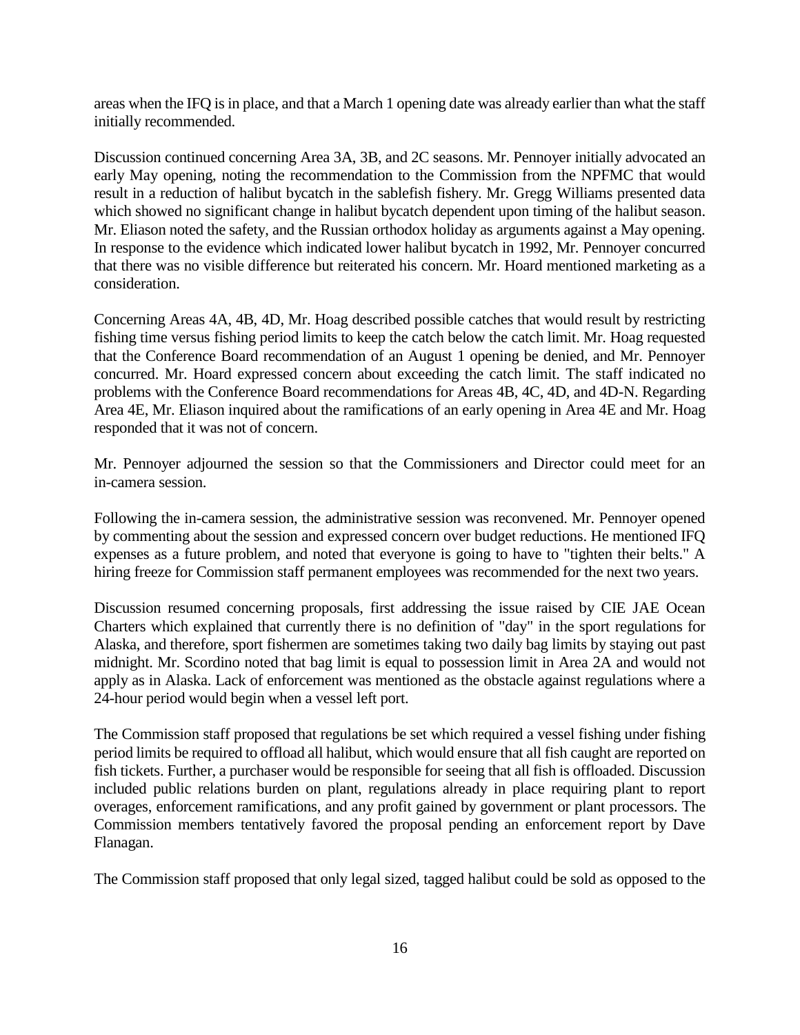areas when the IFQ is in place, and that a March 1 opening date was already earlier than what the staff initially recommended.

Discussion continued concerning Area 3A, 3B, and 2C seasons. Mr. Pennoyer initially advocated an early May opening, noting the recommendation to the Commission from the NPFMC that would result in a reduction of halibut bycatch in the sablefish fishery. Mr. Gregg Williams presented data which showed no significant change in halibut bycatch dependent upon timing of the halibut season. Mr. Eliason noted the safety, and the Russian orthodox holiday as arguments against a May opening. In response to the evidence which indicated lower halibut bycatch in 1992, Mr. Pennoyer concurred that there was no visible difference but reiterated his concern. Mr. Hoard mentioned marketing as a consideration.

Concerning Areas 4A, 4B, 4D, Mr. Hoag described possible catches that would result by restricting fishing time versus fishing period limits to keep the catch below the catch limit. Mr. Hoag requested that the Conference Board recommendation of an August 1 opening be denied, and Mr. Pennoyer concurred. Mr. Hoard expressed concern about exceeding the catch limit. The staff indicated no problems with the Conference Board recommendations for Areas 4B, 4C, 4D, and 4D-N. Regarding Area 4E, Mr. Eliason inquired about the ramifications of an early opening in Area 4E and Mr. Hoag responded that it was not of concern.

Mr. Pennoyer adjourned the session so that the Commissioners and Director could meet for an in-camera session.

Following the in-camera session, the administrative session was reconvened. Mr. Pennoyer opened by commenting about the session and expressed concern over budget reductions. He mentioned IFQ expenses as a future problem, and noted that everyone is going to have to "tighten their belts." A hiring freeze for Commission staff permanent employees was recommended for the next two years.

Discussion resumed concerning proposals, first addressing the issue raised by CIE JAE Ocean Charters which explained that currently there is no definition of "day" in the sport regulations for Alaska, and therefore, sport fishermen are sometimes taking two daily bag limits by staying out past midnight. Mr. Scordino noted that bag limit is equal to possession limit in Area 2A and would not apply as in Alaska. Lack of enforcement was mentioned as the obstacle against regulations where a 24-hour period would begin when a vessel left port.

The Commission staff proposed that regulations be set which required a vessel fishing under fishing period limits be required to offload all halibut, which would ensure that all fish caught are reported on fish tickets. Further, a purchaser would be responsible for seeing that all fish is offloaded. Discussion included public relations burden on plant, regulations already in place requiring plant to report overages, enforcement ramifications, and any profit gained by government or plant processors. The Commission members tentatively favored the proposal pending an enforcement report by Dave Flanagan.

The Commission staff proposed that only legal sized, tagged halibut could be sold as opposed to the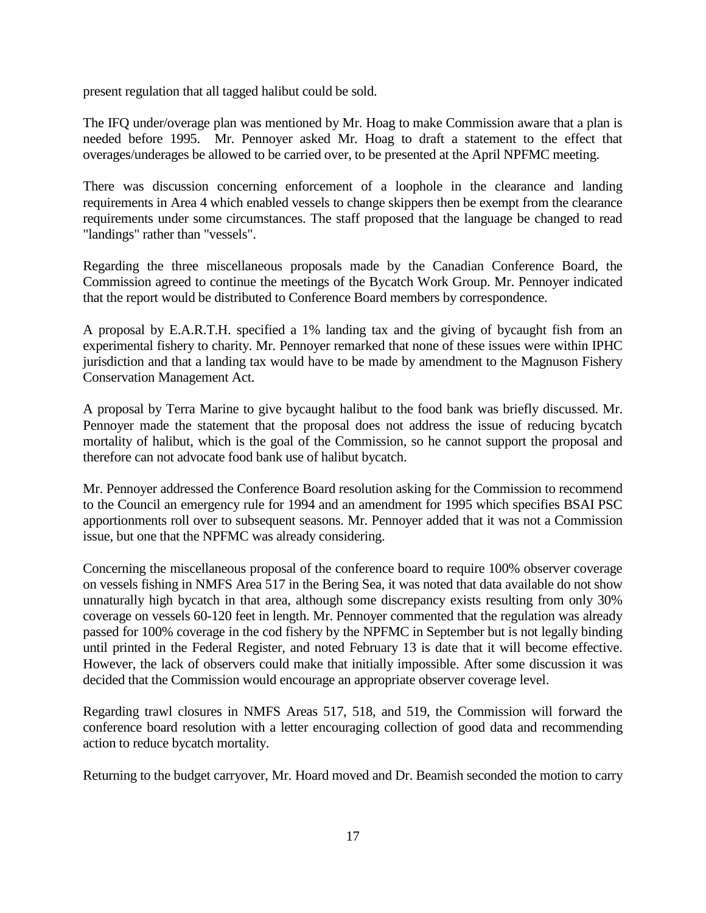present regulation that all tagged halibut could be sold.

The IFQ under/overage plan was mentioned by Mr. Hoag to make Commission aware that a plan is needed before 1995. Mr. Pennoyer asked Mr. Hoag to draft a statement to the effect that overages/underages be allowed to be carried over, to be presented at the April NPFMC meeting.

There was discussion concerning enforcement of a loophole in the clearance and landing requirements in Area 4 which enabled vessels to change skippers then be exempt from the clearance requirements under some circumstances. The staff proposed that the language be changed to read "landings" rather than "vessels".

Regarding the three miscellaneous proposals made by the Canadian Conference Board, the Commission agreed to continue the meetings of the Bycatch Work Group. Mr. Pennoyer indicated that the report would be distributed to Conference Board members by correspondence.

A proposal by E.A.R.T.H. specified a 1% landing tax and the giving of bycaught fish from an experimental fishery to charity. Mr. Pennoyer remarked that none of these issues were within IPHC jurisdiction and that a landing tax would have to be made by amendment to the Magnuson Fishery Conservation Management Act.

A proposal by Terra Marine to give bycaught halibut to the food bank was briefly discussed. Mr. Pennoyer made the statement that the proposal does not address the issue of reducing bycatch mortality of halibut, which is the goal of the Commission, so he cannot support the proposal and therefore can not advocate food bank use of halibut bycatch.

Mr. Pennoyer addressed the Conference Board resolution asking for the Commission to recommend to the Council an emergency rule for 1994 and an amendment for 1995 which specifies BSAI PSC apportionments roll over to subsequent seasons. Mr. Pennoyer added that it was not a Commission issue, but one that the NPFMC was already considering.

Concerning the miscellaneous proposal of the conference board to require 100% observer coverage on vessels fishing in NMFS Area 517 in the Bering Sea, it was noted that data available do not show unnaturally high bycatch in that area, although some discrepancy exists resulting from only 30% coverage on vessels 60-120 feet in length. Mr. Pennoyer commented that the regulation was already passed for 100% coverage in the cod fishery by the NPFMC in September but is not legally binding until printed in the Federal Register, and noted February 13 is date that it will become effective. However, the lack of observers could make that initially impossible. After some discussion it was decided that the Commission would encourage an appropriate observer coverage level.

Regarding trawl closures in NMFS Areas 517, 518, and 519, the Commission will forward the conference board resolution with a letter encouraging collection of good data and recommending action to reduce bycatch mortality.

Returning to the budget carryover, Mr. Hoard moved and Dr. Beamish seconded the motion to carry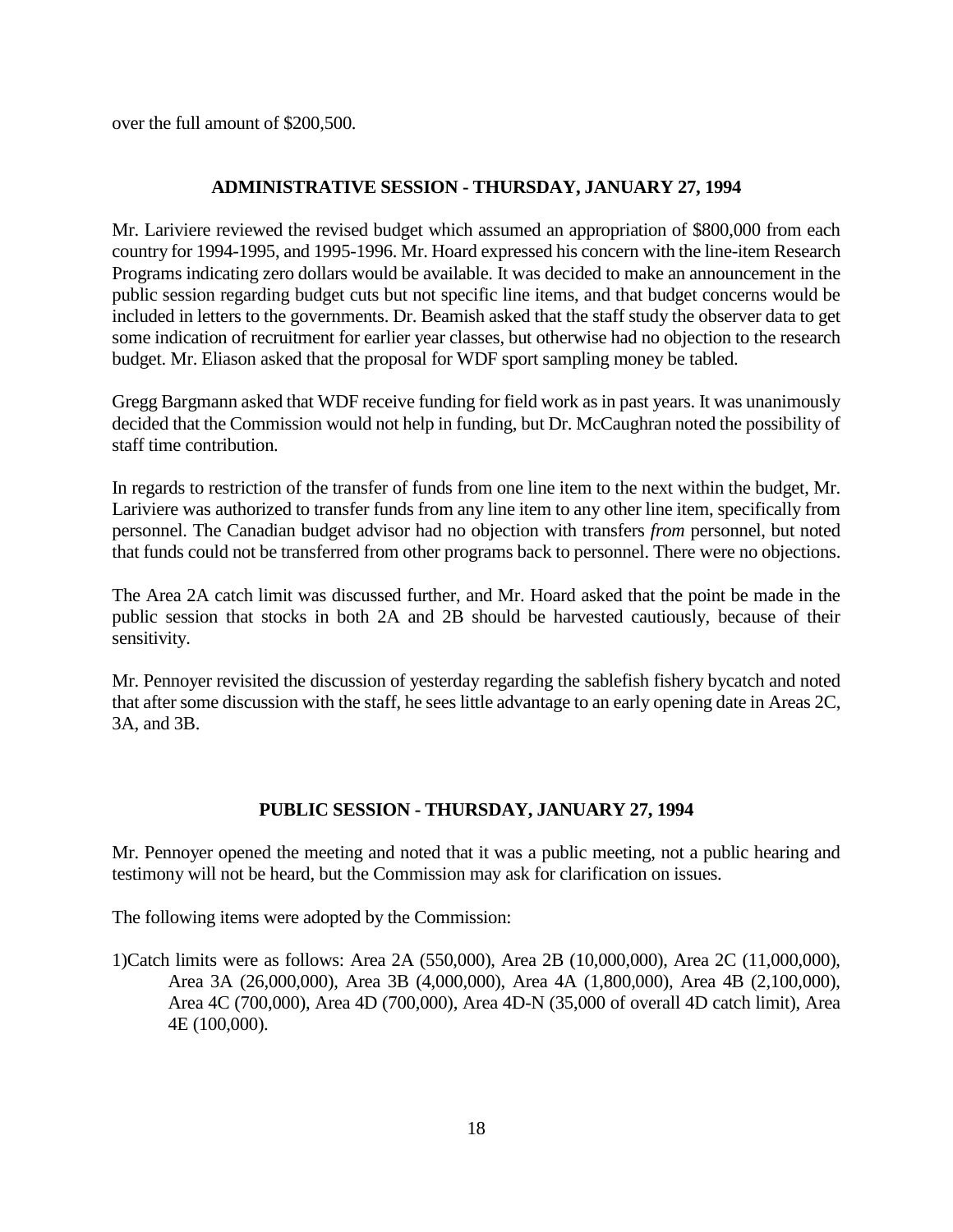over the full amount of $200,500.

## ADMINISTRATIVE SESSION - THURSDAY, JANUARY 27, 1994

Mr. Lariviere reviewed the revised budget which assumed an appropriation of $800,000 from each country for 1994-1995, and 1995-1996. Mr. Hoard expressed his concern with the line-item Research Programs indicating zero dollars would be available. It was decided to make an announcement in the public session regarding budget cuts but not specific line items, and that budget concerns would be included in letters to the governments. Dr. Beamish asked that the staff study the observer data to get some indication of recruitment for earlier year classes, but otherwise had no objection to the research budget. Mr. Eliason asked that the proposal for WDF sport sampling money be tabled.

Gregg Bargmann asked that WDF receive funding for field work as in past years. It was unanimously decided that the Commission would not help in funding, but Dr. McCaughran noted the possibility of staff time contribution.

In regards to restriction of the transfer of funds from one line item to the next within the budget, Mr. Lariviere was authorized to transfer funds from any line item to any other line item, specifically from personnel. The Canadian budget advisor had no objection with transfers *from* personnel, but noted that funds could not be transferred from other programs back to personnel. There were no objections.

The Area 2A catch limit was discussed further, and Mr. Hoard asked that the point be made in the public session that stocks in both 2A and 2B should be harvested cautiously, because of their sensitivity.

Mr. Pennoyer revisited the discussion of yesterday regarding the sablefish fishery bycatch and noted that after some discussion with the staff, he sees little advantage to an early opening date in Areas 2C, 3A, and 3B.

## PUBLIC SESSION - THURSDAY, JANUARY 27, 1994

Mr. Pennoyer opened the meeting and noted that it was a public meeting, not a public hearing and testimony will not be heard, but the Commission may ask for clarification on issues.

The following items were adopted by the Commission:

1) Catch limits were as follows: Area 2A (550,000), Area 2B (10,000,000), Area 2C (11,000,000), Area 3A (26,000,000), Area 3B (4,000,000), Area 4A (1,800,000), Area 4B (2,100,000), Area 4C (700,000), Area 4D (700,000), Area 4D-N (35,000 of overall 4D catch limit), Area 4E (100,000).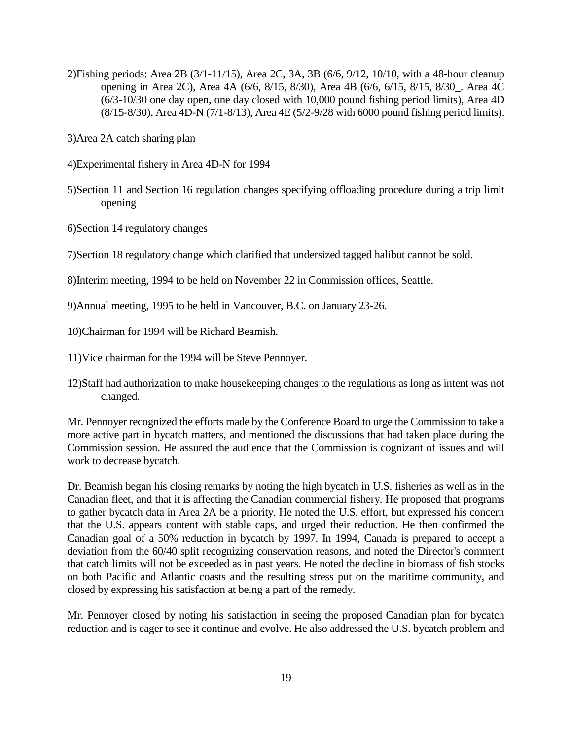2)Fishing periods: Area 2B (3/1-11/15), Area 2C, 3A, 3B (6/6, 9/12, 10/10, with a 48-hour cleanup opening in Area 2C), Area 4A (6/6, 8/15, 8/30), Area 4B (6/6, 6/15, 8/15, 8/30_. Area 4C (6/3-10/30 one day open, one day closed with 10,000 pound fishing period limits), Area 4D (8/15-8/30), Area 4D-N (7/1-8/13), Area 4E (5/2-9/28 with 6000 pound fishing period limits).

3)Area 2A catch sharing plan

4)Experimental fishery in Area 4D-N for 1994

5)Section 11 and Section 16 regulation changes specifying offloading procedure during a trip limit opening

6)Section 14 regulatory changes

7)Section 18 regulatory change which clarified that undersized tagged halibut cannot be sold.

8)Interim meeting, 1994 to be held on November 22 in Commission offices, Seattle.

9)Annual meeting, 1995 to be held in Vancouver, B.C. on January 23-26.

10)Chairman for 1994 will be Richard Beamish.

11)Vice chairman for the 1994 will be Steve Pennoyer.

12)Staff had authorization to make housekeeping changes to the regulations as long as intent was not changed.

Mr. Pennoyer recognized the efforts made by the Conference Board to urge the Commission to take a more active part in bycatch matters, and mentioned the discussions that had taken place during the Commission session. He assured the audience that the Commission is cognizant of issues and will work to decrease bycatch.

Dr. Beamish began his closing remarks by noting the high bycatch in U.S. fisheries as well as in the Canadian fleet, and that it is affecting the Canadian commercial fishery. He proposed that programs to gather bycatch data in Area 2A be a priority. He noted the U.S. effort, but expressed his concern that the U.S. appears content with stable caps, and urged their reduction. He then confirmed the Canadian goal of a 50% reduction in bycatch by 1997. In 1994, Canada is prepared to accept a deviation from the 60/40 split recognizing conservation reasons, and noted the Director's comment that catch limits will not be exceeded as in past years. He noted the decline in biomass of fish stocks on both Pacific and Atlantic coasts and the resulting stress put on the maritime community, and closed by expressing his satisfaction at being a part of the remedy.

Mr. Pennoyer closed by noting his satisfaction in seeing the proposed Canadian plan for bycatch reduction and is eager to see it continue and evolve. He also addressed the U.S. bycatch problem and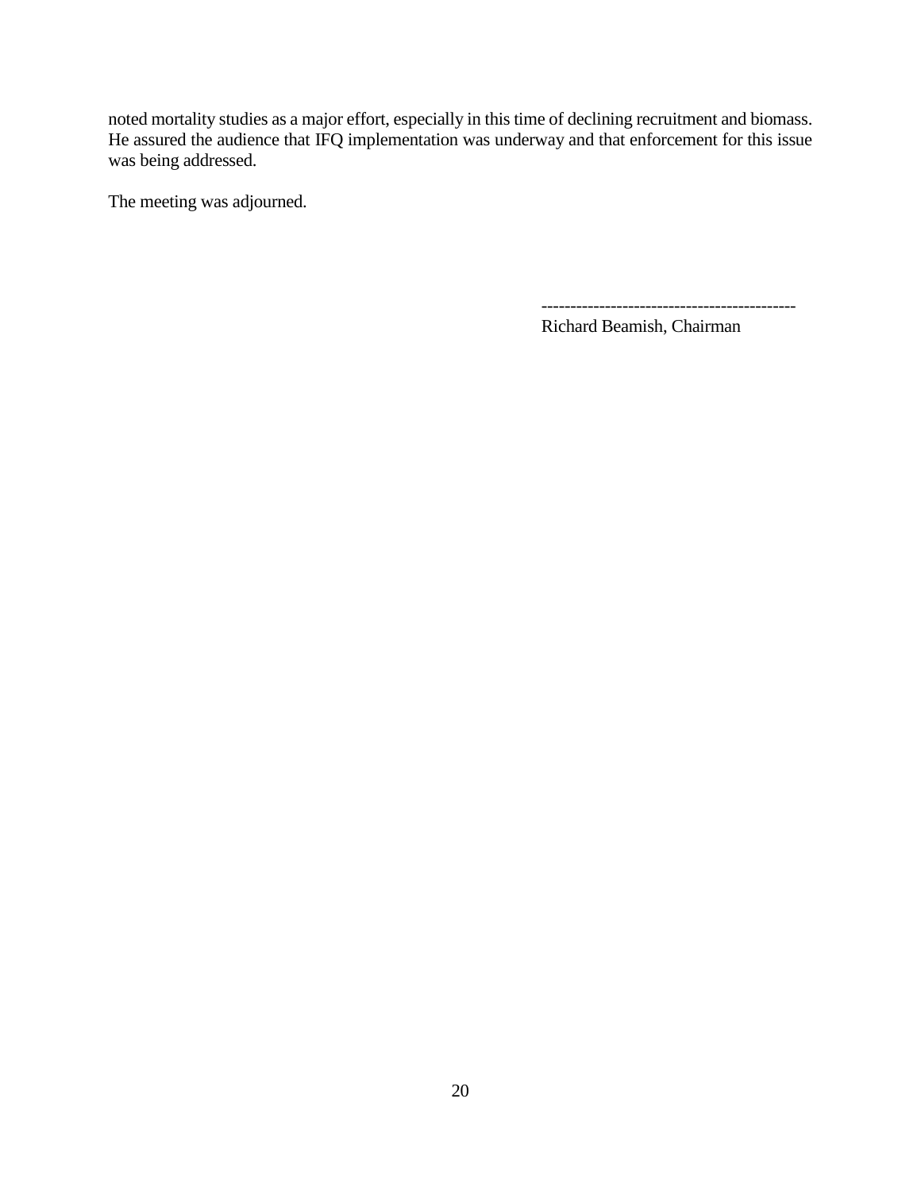noted mortality studies as a major effort, especially in this time of declining recruitment and biomass. He assured the audience that IFQ implementation was underway and that enforcement for this issue was being addressed.

The meeting was adjourned.

--------------------------------------------
Richard Beamish, Chairman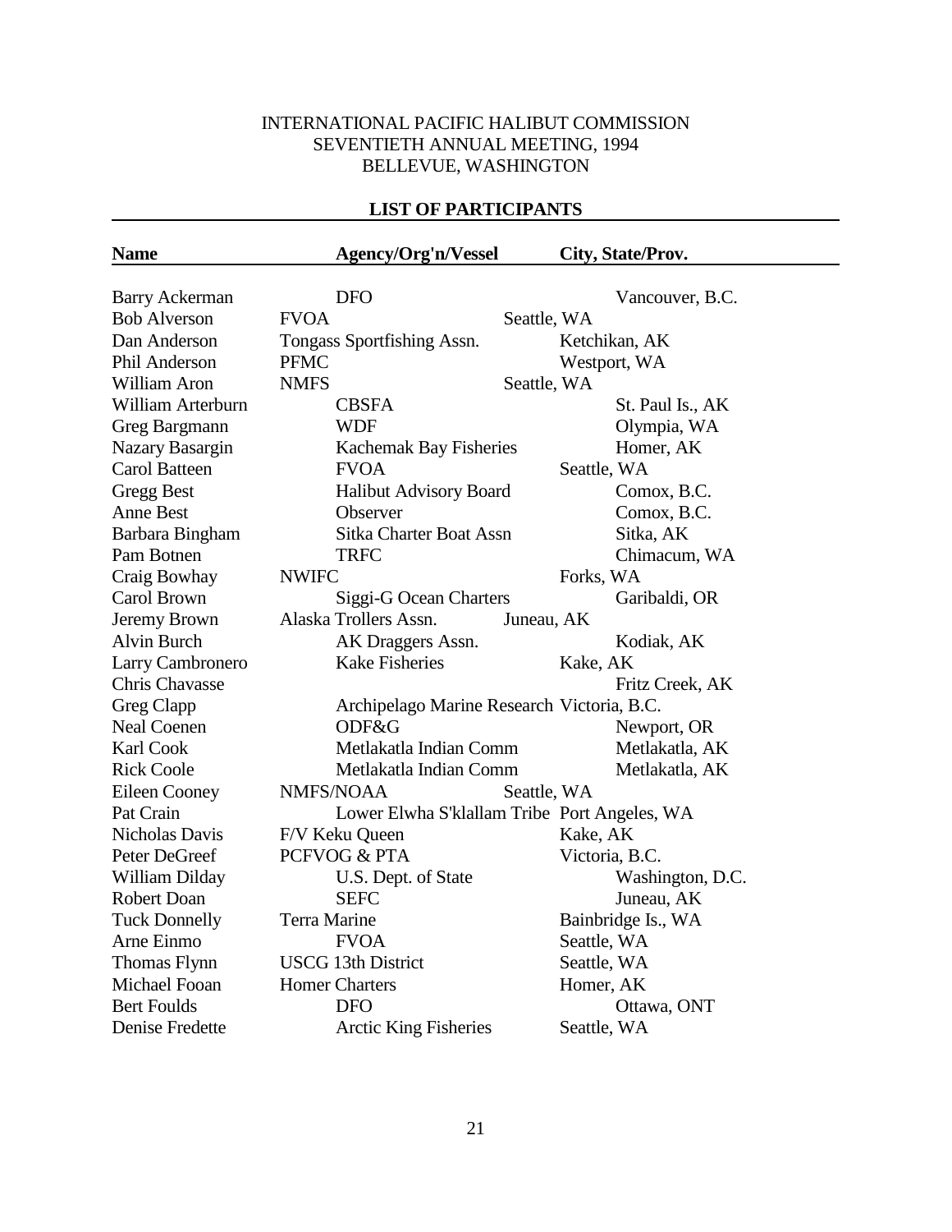INTERNATIONAL PACIFIC HALIBUT COMMISSION
SEVENTIETH ANNUAL MEETING, 1994
BELLEVUE, WASHINGTON

## LIST OF PARTICIPANTS

| Name | Agency/Org'n/Vessel | City, State/Prov. |
|---|---|---|
| Barry Ackerman | DFO | Vancouver, B.C. |
| Bob Alverson | FVOA | Seattle, WA |
| Dan Anderson | Tongass Sportfishing Assn. | Ketchikan, AK |
| Phil Anderson | PFMC | Westport, WA |
| William Aron | NMFS | Seattle, WA |
| William Arterburn | CBSFA | St. Paul Is., AK |
| Greg Bargmann | WDF | Olympia, WA |
| Nazary Basargin | Kachemak Bay Fisheries | Homer, AK |
| Carol Batteen | FVOA | Seattle, WA |
| Gregg Best | Halibut Advisory Board | Comox, B.C. |
| Anne Best | Observer | Comox, B.C. |
| Barbara Bingham | Sitka Charter Boat Assn | Sitka, AK |
| Pam Botnen | TRFC | Chimacum, WA |
| Craig Bowhay | NWIFC | Forks, WA |
| Carol Brown | Siggi-G Ocean Charters | Garibaldi, OR |
| Jeremy Brown | Alaska Trollers Assn. | Juneau, AK |
| Alvin Burch | AK Draggers Assn. | Kodiak, AK |
| Larry Cambronero | Kake Fisheries | Kake, AK |
| Chris Chavasse | | Fritz Creek, AK |
| Greg Clapp | Archipelago Marine Research | Victoria, B.C. |
| Neal Coenen | ODF&G | Newport, OR |
| Karl Cook | Metlakatla Indian Comm | Metlakatla, AK |
| Rick Coole | Metlakatla Indian Comm | Metlakatla, AK |
| Eileen Cooney | NMFS/NOAA | Seattle, WA |
| Pat Crain | Lower Elwha S'klallam Tribe | Port Angeles, WA |
| Nicholas Davis | F/V Keku Queen | Kake, AK |
| Peter DeGreef | PCFVOG & PTA | Victoria, B.C. |
| William Dilday | U.S. Dept. of State | Washington, D.C. |
| Robert Doan | SEFC | Juneau, AK |
| Tuck Donnelly | Terra Marine | Bainbridge Is., WA |
| Arne Einmo | FVOA | Seattle, WA |
| Thomas Flynn | USCG 13th District | Seattle, WA |
| Michael Fooan | Homer Charters | Homer, AK |
| Bert Foulds | DFO | Ottawa, ONT |
| Denise Fredette | Arctic King Fisheries | Seattle, WA |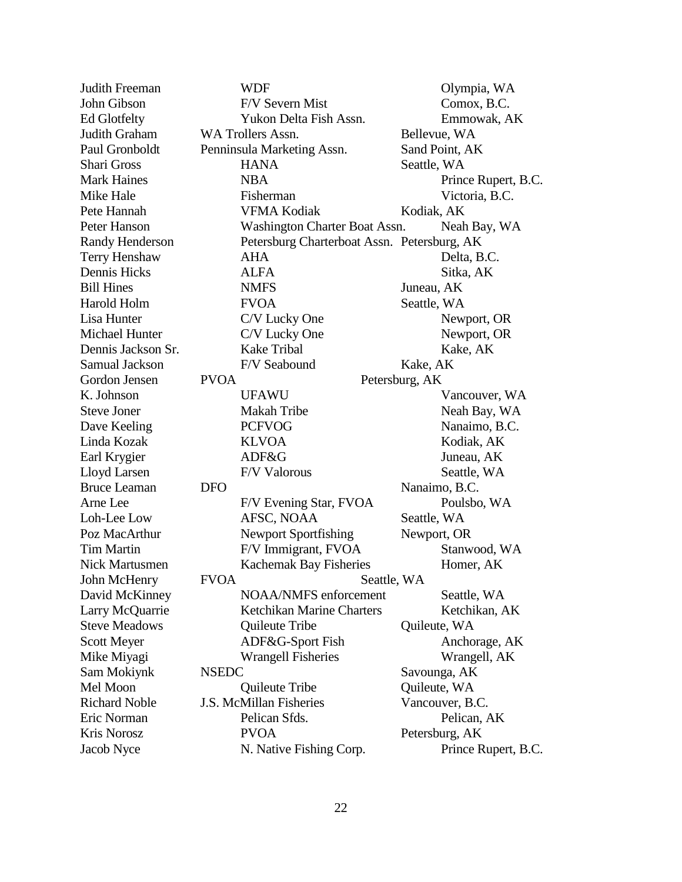| Name | Affiliation | Location |
|---|---|---|
| Judith Freeman | WDF | Olympia, WA |
| John Gibson | F/V Severn Mist | Comox, B.C. |
| Ed Glotfelty | Yukon Delta Fish Assn. | Emmowak, AK |
| Judith Graham | WA Trollers Assn. | Bellevue, WA |
| Paul Gronboldt | Penninsula Marketing Assn. | Sand Point, AK |
| Shari Gross | HANA | Seattle, WA |
| Mark Haines | NBA | Prince Rupert, B.C. |
| Mike Hale | Fisherman | Victoria, B.C. |
| Pete Hannah | VFMA Kodiak | Kodiak, AK |
| Peter Hanson | Washington Charter Boat Assn. | Neah Bay, WA |
| Randy Henderson | Petersburg Charterboat Assn. | Petersburg, AK |
| Terry Henshaw | AHA | Delta, B.C. |
| Dennis Hicks | ALFA | Sitka, AK |
| Bill Hines | NMFS | Juneau, AK |
| Harold Holm | FVOA | Seattle, WA |
| Lisa Hunter | C/V Lucky One | Newport, OR |
| Michael Hunter | C/V Lucky One | Newport, OR |
| Dennis Jackson Sr. | Kake Tribal | Kake, AK |
| Samual Jackson | F/V Seabound | Kake, AK |
| Gordon Jensen | PVOA | Petersburg, AK |
| K. Johnson | UFAWU | Vancouver, WA |
| Steve Joner | Makah Tribe | Neah Bay, WA |
| Dave Keeling | PCFVOG | Nanaimo, B.C. |
| Linda Kozak | KLVOA | Kodiak, AK |
| Earl Krygier | ADF&G | Juneau, AK |
| Lloyd Larsen | F/V Valorous | Seattle, WA |
| Bruce Leaman | DFO | Nanaimo, B.C. |
| Arne Lee | F/V Evening Star, FVOA | Poulsbo, WA |
| Loh-Lee Low | AFSC, NOAA | Seattle, WA |
| Poz MacArthur | Newport Sportfishing | Newport, OR |
| Tim Martin | F/V Immigrant, FVOA | Stanwood, WA |
| Nick Martusmen | Kachemak Bay Fisheries | Homer, AK |
| John McHenry | FVOA | Seattle, WA |
| David McKinney | NOAA/NMFS enforcement | Seattle, WA |
| Larry McQuarrie | Ketchikan Marine Charters | Ketchikan, AK |
| Steve Meadows | Quileute Tribe | Quileute, WA |
| Scott Meyer | ADF&G-Sport Fish | Anchorage, AK |
| Mike Miyagi | Wrangell Fisheries | Wrangell, AK |
| Sam Mokiynk | NSEDC | Savounga, AK |
| Mel Moon | Quileute Tribe | Quileute, WA |
| Richard Noble | J.S. McMillan Fisheries | Vancouver, B.C. |
| Eric Norman | Pelican Sfds. | Pelican, AK |
| Kris Norosz | PVOA | Petersburg, AK |
| Jacob Nyce | N. Native Fishing Corp. | Prince Rupert, B.C. |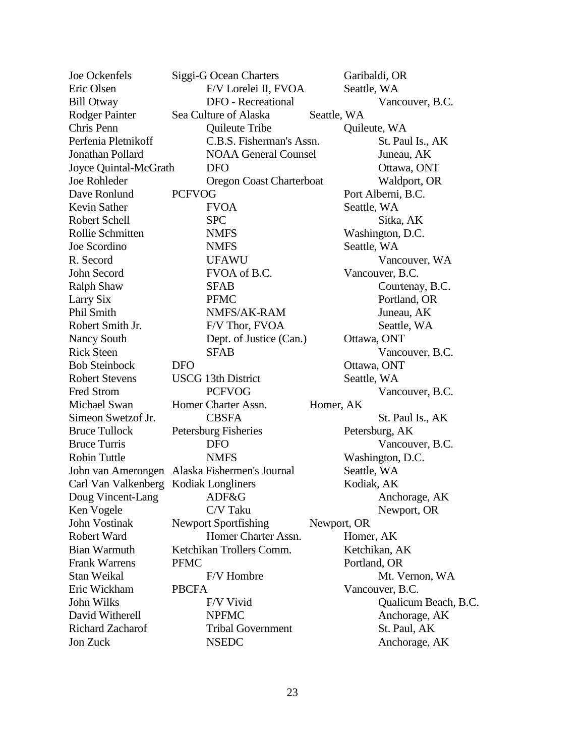| | | |
|---|---|---|
| Joe Ockenfels | Siggi-G Ocean Charters | Garibaldi, OR |
| Eric Olsen | F/V Lorelei II, FVOA | Seattle, WA |
| Bill Otway | DFO - Recreational | Vancouver, B.C. |
| Rodger Painter | Sea Culture of Alaska | Seattle, WA |
| Chris Penn | Quileute Tribe | Quileute, WA |
| Perfenia Pletnikoff | C.B.S. Fisherman's Assn. | St. Paul Is., AK |
| Jonathan Pollard | NOAA General Counsel | Juneau, AK |
| Joyce Quintal-McGrath | DFO | Ottawa, ONT |
| Joe Rohleder | Oregon Coast Charterboat | Waldport, OR |
| Dave Ronlund | PCFVOG | Port Alberni, B.C. |
| Kevin Sather | FVOA | Seattle, WA |
| Robert Schell | SPC | Sitka, AK |
| Rollie Schmitten | NMFS | Washington, D.C. |
| Joe Scordino | NMFS | Seattle, WA |
| R. Secord | UFAWU | Vancouver, WA |
| John Secord | FVOA of B.C. | Vancouver, B.C. |
| Ralph Shaw | SFAB | Courtenay, B.C. |
| Larry Six | PFMC | Portland, OR |
| Phil Smith | NMFS/AK-RAM | Juneau, AK |
| Robert Smith Jr. | F/V Thor, FVOA | Seattle, WA |
| Nancy South | Dept. of Justice (Can.) | Ottawa, ONT |
| Rick Steen | SFAB | Vancouver, B.C. |
| Bob Steinbock | DFO | Ottawa, ONT |
| Robert Stevens | USCG 13th District | Seattle, WA |
| Fred Strom | PCFVOG | Vancouver, B.C. |
| Michael Swan | Homer Charter Assn. | Homer, AK |
| Simeon Swetzof Jr. | CBSFA | St. Paul Is., AK |
| Bruce Tullock | Petersburg Fisheries | Petersburg, AK |
| Bruce Turris | DFO | Vancouver, B.C. |
| Robin Tuttle | NMFS | Washington, D.C. |
| John van Amerongen | Alaska Fishermen's Journal | Seattle, WA |
| Carl Van Valkenberg | Kodiak Longliners | Kodiak, AK |
| Doug Vincent-Lang | ADF&G | Anchorage, AK |
| Ken Vogele | C/V Taku | Newport, OR |
| John Vostinak | Newport Sportfishing | Newport, OR |
| Robert Ward | Homer Charter Assn. | Homer, AK |
| Bian Warmuth | Ketchikan Trollers Comm. | Ketchikan, AK |
| Frank Warrens | PFMC | Portland, OR |
| Stan Weikal | F/V Hombre | Mt. Vernon, WA |
| Eric Wickham | PBCFA | Vancouver, B.C. |
| John Wilks | F/V Vivid | Qualicum Beach, B.C. |
| David Witherell | NPFMC | Anchorage, AK |
| Richard Zacharof | Tribal Government | St. Paul, AK |
| Jon Zuck | NSEDC | Anchorage, AK |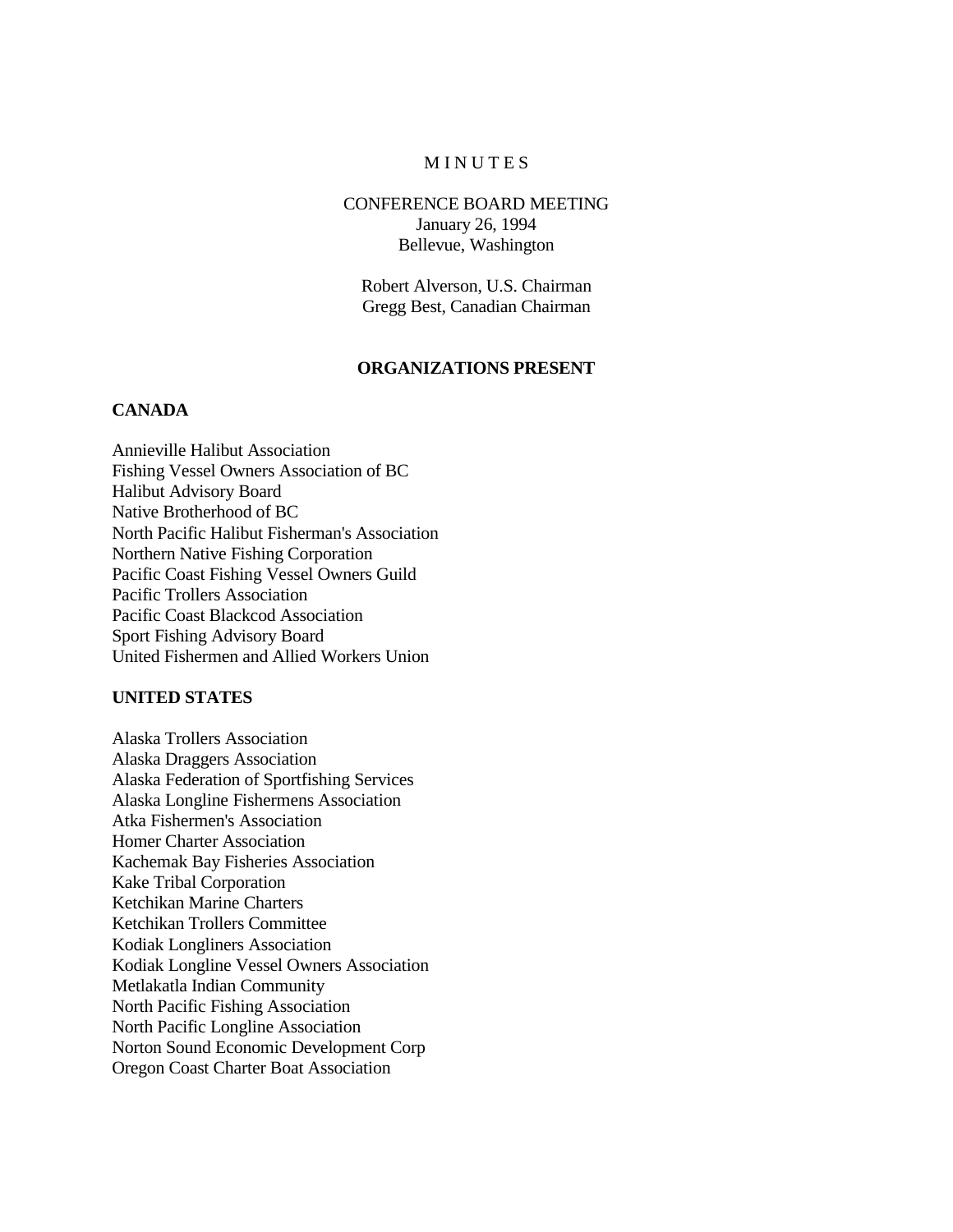# M I N U T E S

CONFERENCE BOARD MEETING
January 26, 1994
Bellevue, Washington

Robert Alverson, U.S. Chairman
Gregg Best, Canadian Chairman

## ORGANIZATIONS PRESENT

### CANADA

Annieville Halibut Association
Fishing Vessel Owners Association of BC
Halibut Advisory Board
Native Brotherhood of BC
North Pacific Halibut Fisherman's Association
Northern Native Fishing Corporation
Pacific Coast Fishing Vessel Owners Guild
Pacific Trollers Association
Pacific Coast Blackcod Association
Sport Fishing Advisory Board
United Fishermen and Allied Workers Union

### UNITED STATES

Alaska Trollers Association
Alaska Draggers Association
Alaska Federation of Sportfishing Services
Alaska Longline Fishermens Association
Atka Fishermen's Association
Homer Charter Association
Kachemak Bay Fisheries Association
Kake Tribal Corporation
Ketchikan Marine Charters
Ketchikan Trollers Committee
Kodiak Longliners Association
Kodiak Longline Vessel Owners Association
Metlakatla Indian Community
North Pacific Fishing Association
North Pacific Longline Association
Norton Sound Economic Development Corp
Oregon Coast Charter Boat Association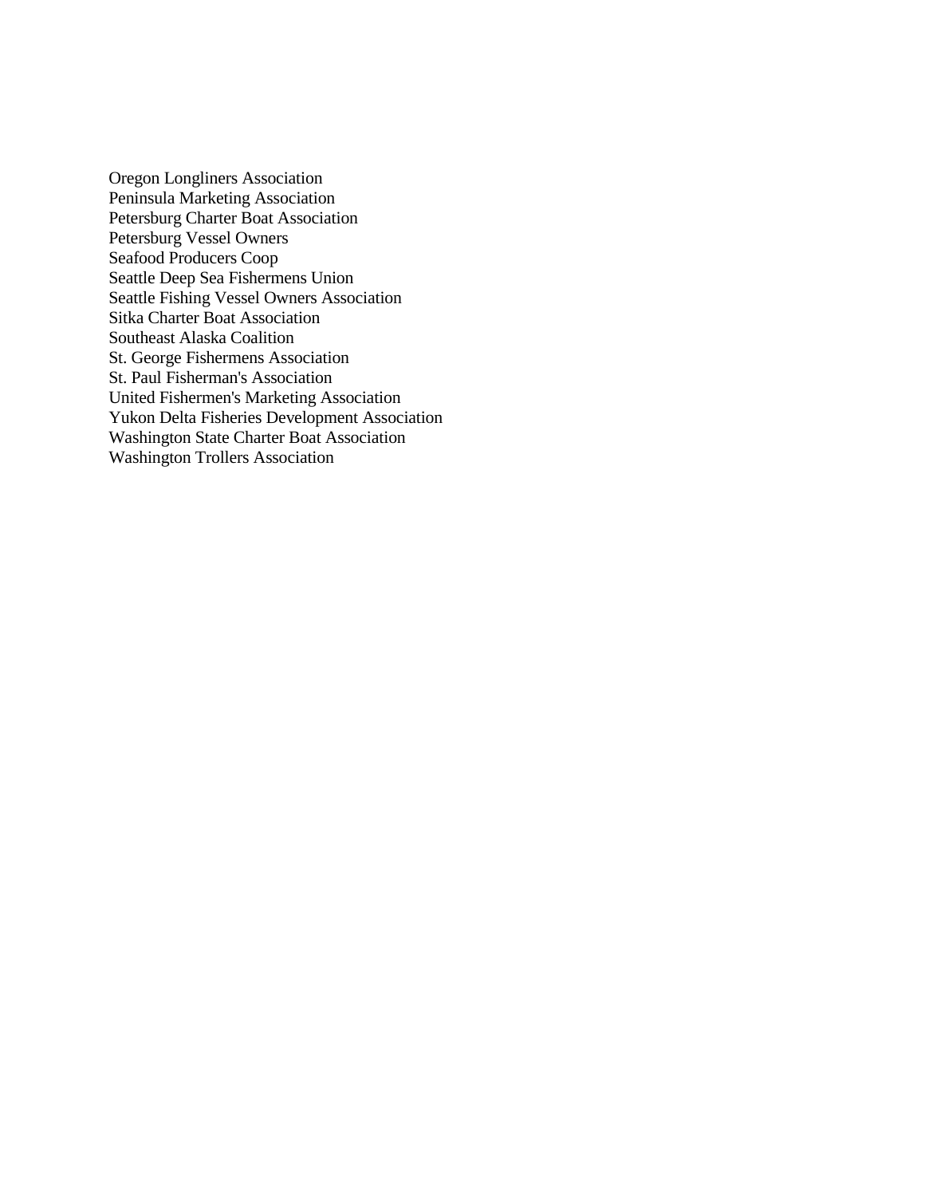Oregon Longliners Association
Peninsula Marketing Association
Petersburg Charter Boat Association
Petersburg Vessel Owners
Seafood Producers Coop
Seattle Deep Sea Fishermens Union
Seattle Fishing Vessel Owners Association
Sitka Charter Boat Association
Southeast Alaska Coalition
St. George Fishermens Association
St. Paul Fisherman's Association
United Fishermen's Marketing Association
Yukon Delta Fisheries Development Association
Washington State Charter Boat Association
Washington Trollers Association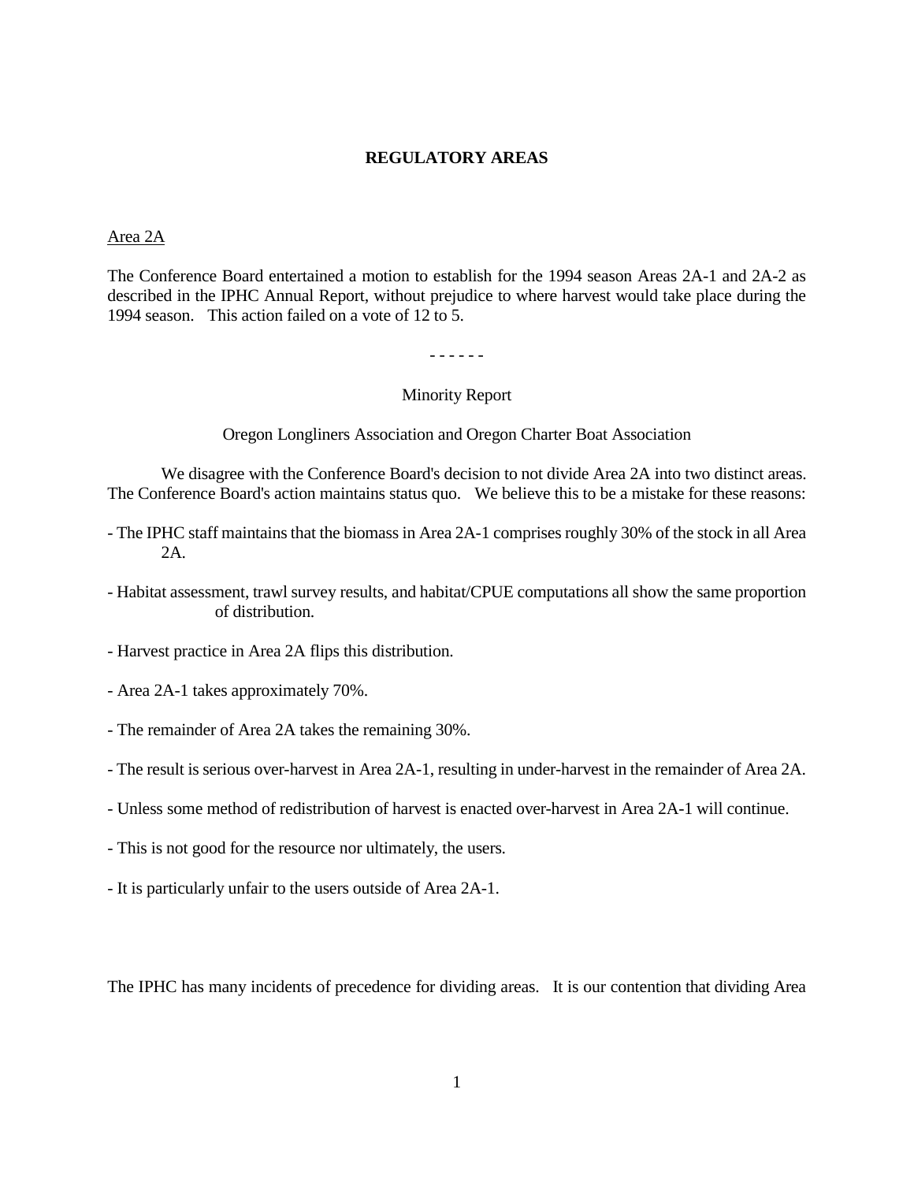## REGULATORY AREAS

Area 2A

The Conference Board entertained a motion to establish for the 1994 season Areas 2A-1 and 2A-2 as described in the IPHC Annual Report, without prejudice to where harvest would take place during the 1994 season. This action failed on a vote of 12 to 5.

- - - - - -

Minority Report

Oregon Longliners Association and Oregon Charter Boat Association

We disagree with the Conference Board's decision to not divide Area 2A into two distinct areas. The Conference Board's action maintains status quo. We believe this to be a mistake for these reasons:

- The IPHC staff maintains that the biomass in Area 2A-1 comprises roughly 30% of the stock in all Area 2A.

- Habitat assessment, trawl survey results, and habitat/CPUE computations all show the same proportion of distribution.

- Harvest practice in Area 2A flips this distribution.

- Area 2A-1 takes approximately 70%.

- The remainder of Area 2A takes the remaining 30%.

- The result is serious over-harvest in Area 2A-1, resulting in under-harvest in the remainder of Area 2A.

- Unless some method of redistribution of harvest is enacted over-harvest in Area 2A-1 will continue.

- This is not good for the resource nor ultimately, the users.

- It is particularly unfair to the users outside of Area 2A-1.

The IPHC has many incidents of precedence for dividing areas. It is our contention that dividing Area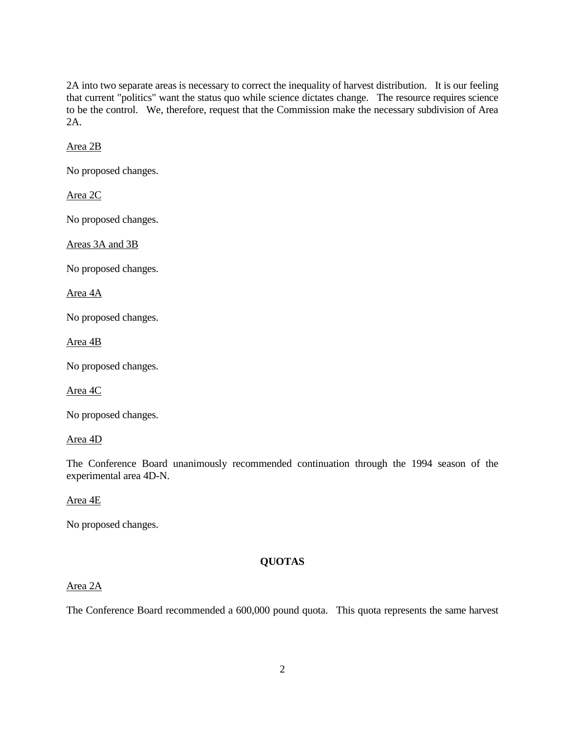2A into two separate areas is necessary to correct the inequality of harvest distribution. It is our feeling that current "politics" want the status quo while science dictates change. The resource requires science to be the control. We, therefore, request that the Commission make the necessary subdivision of Area 2A.

<u>Area 2B</u>

No proposed changes.

<u>Area 2C</u>

No proposed changes.

<u>Areas 3A and 3B</u>

No proposed changes.

<u>Area 4A</u>

No proposed changes.

<u>Area 4B</u>

No proposed changes.

<u>Area 4C</u>

No proposed changes.

<u>Area 4D</u>

The Conference Board unanimously recommended continuation through the 1994 season of the experimental area 4D-N.

<u>Area 4E</u>

No proposed changes.

## QUOTAS

<u>Area 2A</u>

The Conference Board recommended a 600,000 pound quota. This quota represents the same harvest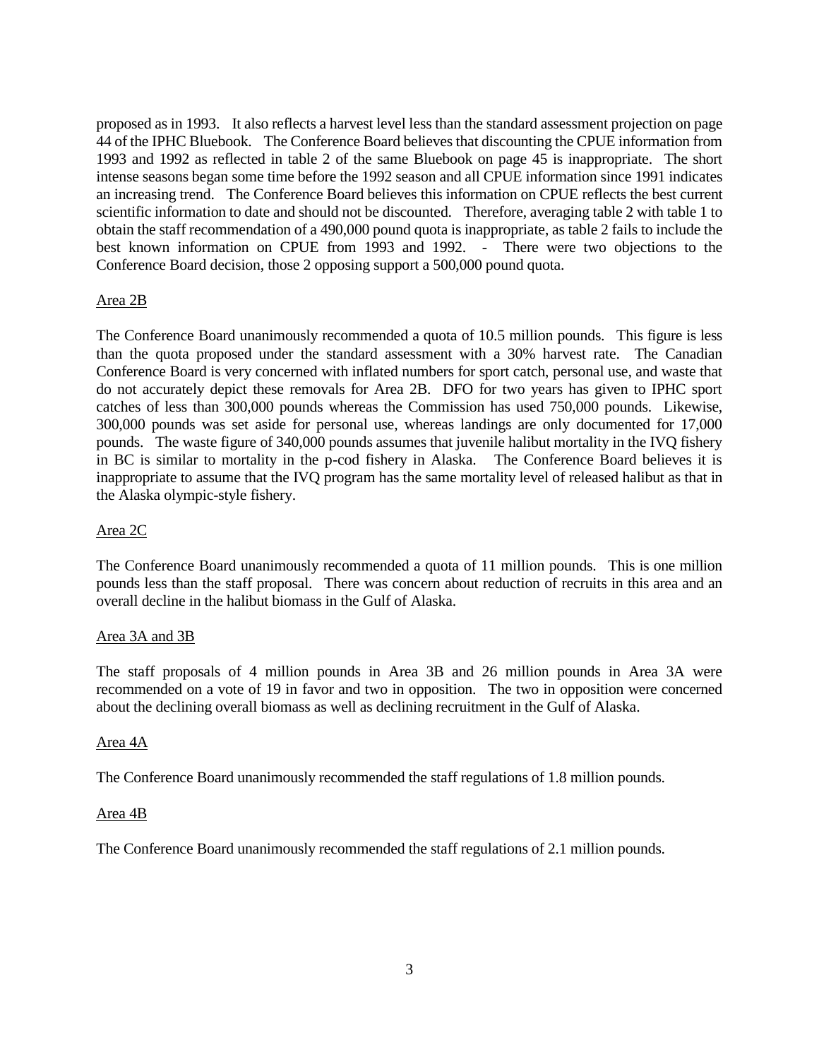proposed as in 1993. It also reflects a harvest level less than the standard assessment projection on page 44 of the IPHC Bluebook. The Conference Board believes that discounting the CPUE information from 1993 and 1992 as reflected in table 2 of the same Bluebook on page 45 is inappropriate. The short intense seasons began some time before the 1992 season and all CPUE information since 1991 indicates an increasing trend. The Conference Board believes this information on CPUE reflects the best current scientific information to date and should not be discounted. Therefore, averaging table 2 with table 1 to obtain the staff recommendation of a 490,000 pound quota is inappropriate, as table 2 fails to include the best known information on CPUE from 1993 and 1992. - There were two objections to the Conference Board decision, those 2 opposing support a 500,000 pound quota.

<u>Area 2B</u>

The Conference Board unanimously recommended a quota of 10.5 million pounds. This figure is less than the quota proposed under the standard assessment with a 30% harvest rate. The Canadian Conference Board is very concerned with inflated numbers for sport catch, personal use, and waste that do not accurately depict these removals for Area 2B. DFO for two years has given to IPHC sport catches of less than 300,000 pounds whereas the Commission has used 750,000 pounds. Likewise, 300,000 pounds was set aside for personal use, whereas landings are only documented for 17,000 pounds. The waste figure of 340,000 pounds assumes that juvenile halibut mortality in the IVQ fishery in BC is similar to mortality in the p-cod fishery in Alaska. The Conference Board believes it is inappropriate to assume that the IVQ program has the same mortality level of released halibut as that in the Alaska olympic-style fishery.

<u>Area 2C</u>

The Conference Board unanimously recommended a quota of 11 million pounds. This is one million pounds less than the staff proposal. There was concern about reduction of recruits in this area and an overall decline in the halibut biomass in the Gulf of Alaska.

<u>Area 3A and 3B</u>

The staff proposals of 4 million pounds in Area 3B and 26 million pounds in Area 3A were recommended on a vote of 19 in favor and two in opposition. The two in opposition were concerned about the declining overall biomass as well as declining recruitment in the Gulf of Alaska.

<u>Area 4A</u>

The Conference Board unanimously recommended the staff regulations of 1.8 million pounds.

<u>Area 4B</u>

The Conference Board unanimously recommended the staff regulations of 2.1 million pounds.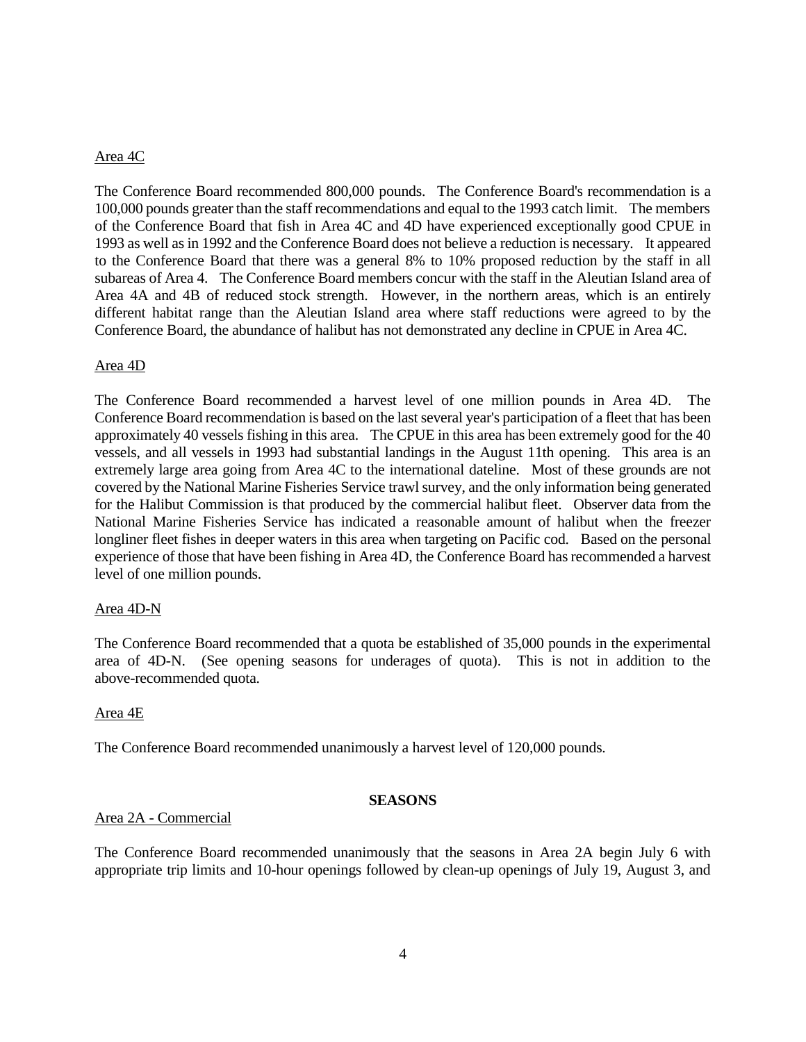Area 4C

The Conference Board recommended 800,000 pounds. The Conference Board's recommendation is a 100,000 pounds greater than the staff recommendations and equal to the 1993 catch limit. The members of the Conference Board that fish in Area 4C and 4D have experienced exceptionally good CPUE in 1993 as well as in 1992 and the Conference Board does not believe a reduction is necessary. It appeared to the Conference Board that there was a general 8% to 10% proposed reduction by the staff in all subareas of Area 4. The Conference Board members concur with the staff in the Aleutian Island area of Area 4A and 4B of reduced stock strength. However, in the northern areas, which is an entirely different habitat range than the Aleutian Island area where staff reductions were agreed to by the Conference Board, the abundance of halibut has not demonstrated any decline in CPUE in Area 4C.

Area 4D

The Conference Board recommended a harvest level of one million pounds in Area 4D. The Conference Board recommendation is based on the last several year's participation of a fleet that has been approximately 40 vessels fishing in this area. The CPUE in this area has been extremely good for the 40 vessels, and all vessels in 1993 had substantial landings in the August 11th opening. This area is an extremely large area going from Area 4C to the international dateline. Most of these grounds are not covered by the National Marine Fisheries Service trawl survey, and the only information being generated for the Halibut Commission is that produced by the commercial halibut fleet. Observer data from the National Marine Fisheries Service has indicated a reasonable amount of halibut when the freezer longliner fleet fishes in deeper waters in this area when targeting on Pacific cod. Based on the personal experience of those that have been fishing in Area 4D, the Conference Board has recommended a harvest level of one million pounds.

Area 4D-N

The Conference Board recommended that a quota be established of 35,000 pounds in the experimental area of 4D-N. (See opening seasons for underages of quota). This is not in addition to the above-recommended quota.

Area 4E

The Conference Board recommended unanimously a harvest level of 120,000 pounds.

**SEASONS**

Area 2A - Commercial

The Conference Board recommended unanimously that the seasons in Area 2A begin July 6 with appropriate trip limits and 10-hour openings followed by clean-up openings of July 19, August 3, and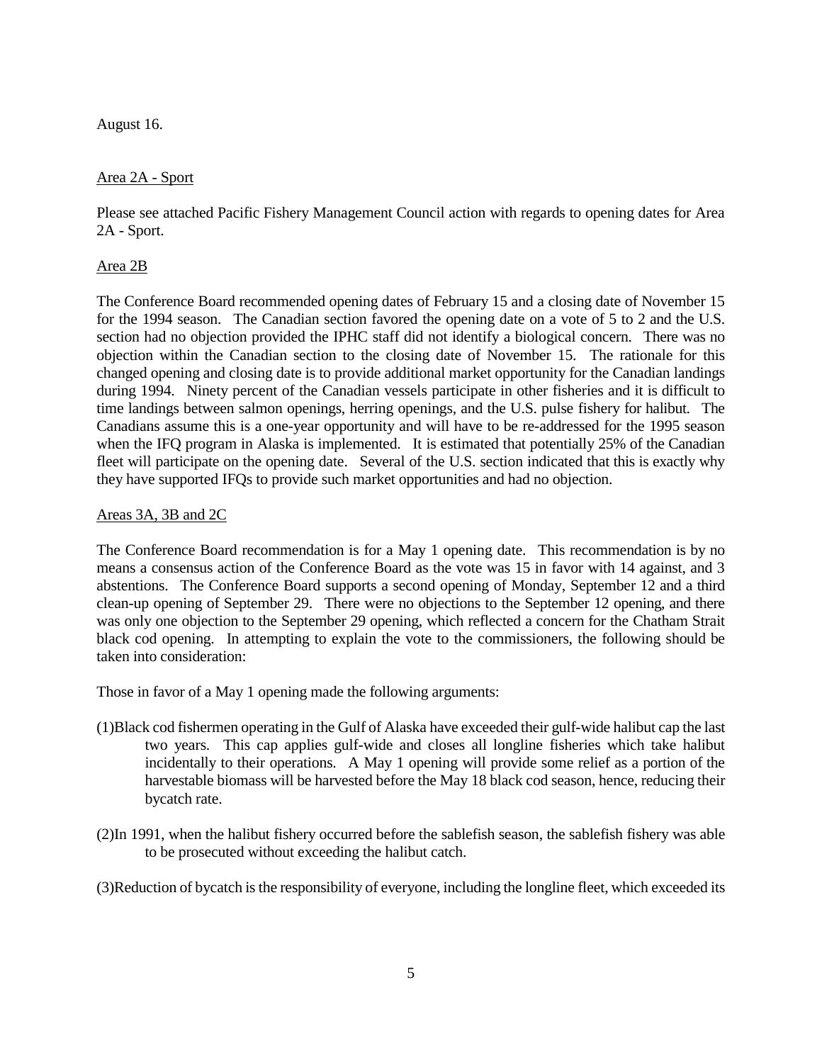August 16.

Area 2A - Sport

Please see attached Pacific Fishery Management Council action with regards to opening dates for Area 2A - Sport.

Area 2B

The Conference Board recommended opening dates of February 15 and a closing date of November 15 for the 1994 season. The Canadian section favored the opening date on a vote of 5 to 2 and the U.S. section had no objection provided the IPHC staff did not identify a biological concern. There was no objection within the Canadian section to the closing date of November 15. The rationale for this changed opening and closing date is to provide additional market opportunity for the Canadian landings during 1994. Ninety percent of the Canadian vessels participate in other fisheries and it is difficult to time landings between salmon openings, herring openings, and the U.S. pulse fishery for halibut. The Canadians assume this is a one-year opportunity and will have to be re-addressed for the 1995 season when the IFQ program in Alaska is implemented. It is estimated that potentially 25% of the Canadian fleet will participate on the opening date. Several of the U.S. section indicated that this is exactly why they have supported IFQs to provide such market opportunities and had no objection.

Areas 3A, 3B and 2C

The Conference Board recommendation is for a May 1 opening date. This recommendation is by no means a consensus action of the Conference Board as the vote was 15 in favor with 14 against, and 3 abstentions. The Conference Board supports a second opening of Monday, September 12 and a third clean-up opening of September 29. There were no objections to the September 12 opening, and there was only one objection to the September 29 opening, which reflected a concern for the Chatham Strait black cod opening. In attempting to explain the vote to the commissioners, the following should be taken into consideration:

Those in favor of a May 1 opening made the following arguments:

(1) Black cod fishermen operating in the Gulf of Alaska have exceeded their gulf-wide halibut cap the last two years. This cap applies gulf-wide and closes all longline fisheries which take halibut incidentally to their operations. A May 1 opening will provide some relief as a portion of the harvestable biomass will be harvested before the May 18 black cod season, hence, reducing their bycatch rate.

(2) In 1991, when the halibut fishery occurred before the sablefish season, the sablefish fishery was able to be prosecuted without exceeding the halibut catch.

(3) Reduction of bycatch is the responsibility of everyone, including the longline fleet, which exceeded its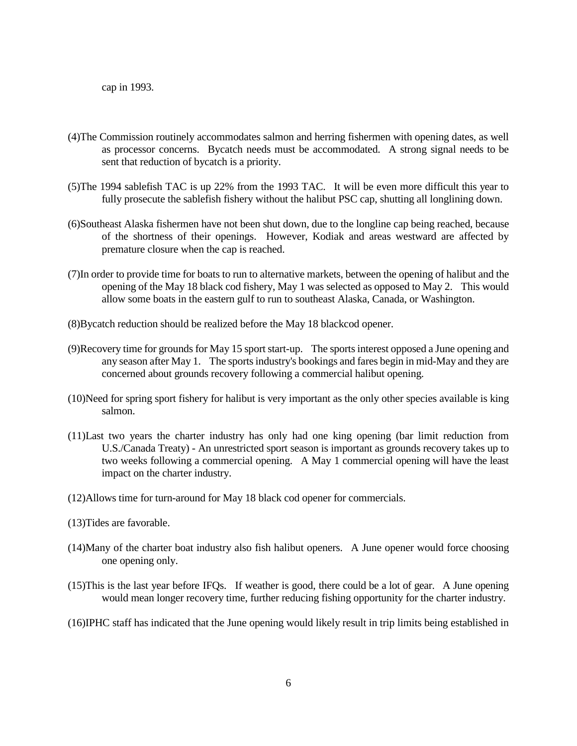cap in 1993.

(4)The Commission routinely accommodates salmon and herring fishermen with opening dates, as well as processor concerns. Bycatch needs must be accommodated. A strong signal needs to be sent that reduction of bycatch is a priority.

(5)The 1994 sablefish TAC is up 22% from the 1993 TAC. It will be even more difficult this year to fully prosecute the sablefish fishery without the halibut PSC cap, shutting all longlining down.

(6)Southeast Alaska fishermen have not been shut down, due to the longline cap being reached, because of the shortness of their openings. However, Kodiak and areas westward are affected by premature closure when the cap is reached.

(7)In order to provide time for boats to run to alternative markets, between the opening of halibut and the opening of the May 18 black cod fishery, May 1 was selected as opposed to May 2. This would allow some boats in the eastern gulf to run to southeast Alaska, Canada, or Washington.

(8)Bycatch reduction should be realized before the May 18 blackcod opener.

(9)Recovery time for grounds for May 15 sport start-up. The sports interest opposed a June opening and any season after May 1. The sports industry's bookings and fares begin in mid-May and they are concerned about grounds recovery following a commercial halibut opening.

(10)Need for spring sport fishery for halibut is very important as the only other species available is king salmon.

(11)Last two years the charter industry has only had one king opening (bar limit reduction from U.S./Canada Treaty) - An unrestricted sport season is important as grounds recovery takes up to two weeks following a commercial opening. A May 1 commercial opening will have the least impact on the charter industry.

(12)Allows time for turn-around for May 18 black cod opener for commercials.

(13)Tides are favorable.

(14)Many of the charter boat industry also fish halibut openers. A June opener would force choosing one opening only.

(15)This is the last year before IFQs. If weather is good, there could be a lot of gear. A June opening would mean longer recovery time, further reducing fishing opportunity for the charter industry.

(16)IPHC staff has indicated that the June opening would likely result in trip limits being established in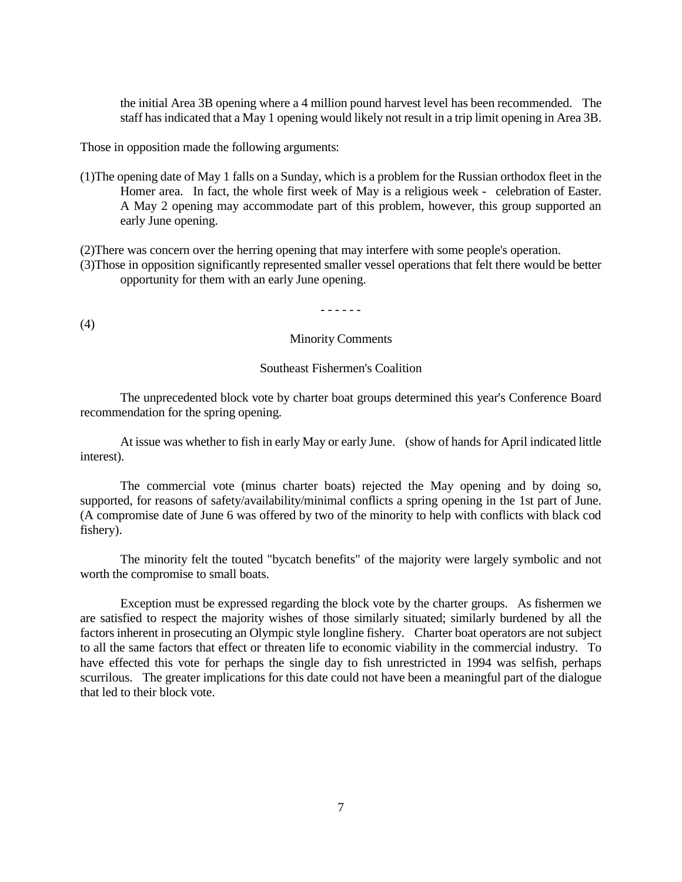the initial Area 3B opening where a 4 million pound harvest level has been recommended. The staff has indicated that a May 1 opening would likely not result in a trip limit opening in Area 3B.

Those in opposition made the following arguments:

(1) The opening date of May 1 falls on a Sunday, which is a problem for the Russian orthodox fleet in the Homer area. In fact, the whole first week of May is a religious week - celebration of Easter. A May 2 opening may accommodate part of this problem, however, this group supported an early June opening.

(2) There was concern over the herring opening that may interfere with some people's operation.

(3) Those in opposition significantly represented smaller vessel operations that felt there would be better opportunity for them with an early June opening.

\- - - - - -

(4)

Minority Comments

Southeast Fishermen's Coalition

The unprecedented block vote by charter boat groups determined this year's Conference Board recommendation for the spring opening.

At issue was whether to fish in early May or early June. (show of hands for April indicated little interest).

The commercial vote (minus charter boats) rejected the May opening and by doing so, supported, for reasons of safety/availability/minimal conflicts a spring opening in the 1st part of June. (A compromise date of June 6 was offered by two of the minority to help with conflicts with black cod fishery).

The minority felt the touted "bycatch benefits" of the majority were largely symbolic and not worth the compromise to small boats.

Exception must be expressed regarding the block vote by the charter groups. As fishermen we are satisfied to respect the majority wishes of those similarly situated; similarly burdened by all the factors inherent in prosecuting an Olympic style longline fishery. Charter boat operators are not subject to all the same factors that effect or threaten life to economic viability in the commercial industry. To have effected this vote for perhaps the single day to fish unrestricted in 1994 was selfish, perhaps scurrilous. The greater implications for this date could not have been a meaningful part of the dialogue that led to their block vote.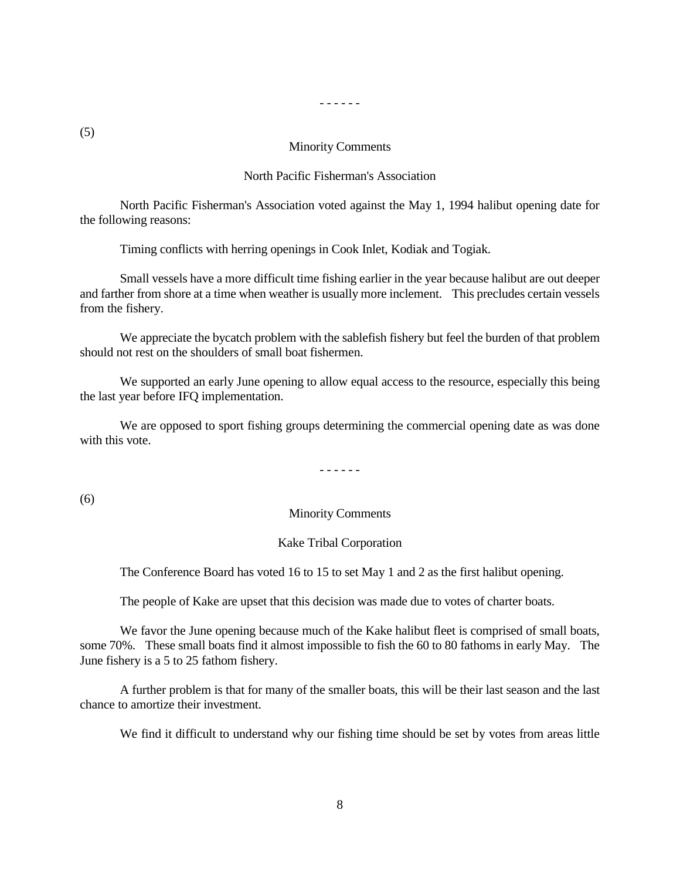\- - - - - -

(5)

Minority Comments

North Pacific Fisherman's Association

North Pacific Fisherman's Association voted against the May 1, 1994 halibut opening date for the following reasons:

Timing conflicts with herring openings in Cook Inlet, Kodiak and Togiak.

Small vessels have a more difficult time fishing earlier in the year because halibut are out deeper and farther from shore at a time when weather is usually more inclement. This precludes certain vessels from the fishery.

We appreciate the bycatch problem with the sablefish fishery but feel the burden of that problem should not rest on the shoulders of small boat fishermen.

We supported an early June opening to allow equal access to the resource, especially this being the last year before IFQ implementation.

We are opposed to sport fishing groups determining the commercial opening date as was done with this vote.

\- - - - - -

(6)

Minority Comments

Kake Tribal Corporation

The Conference Board has voted 16 to 15 to set May 1 and 2 as the first halibut opening.

The people of Kake are upset that this decision was made due to votes of charter boats.

We favor the June opening because much of the Kake halibut fleet is comprised of small boats, some 70%. These small boats find it almost impossible to fish the 60 to 80 fathoms in early May. The June fishery is a 5 to 25 fathom fishery.

A further problem is that for many of the smaller boats, this will be their last season and the last chance to amortize their investment.

We find it difficult to understand why our fishing time should be set by votes from areas little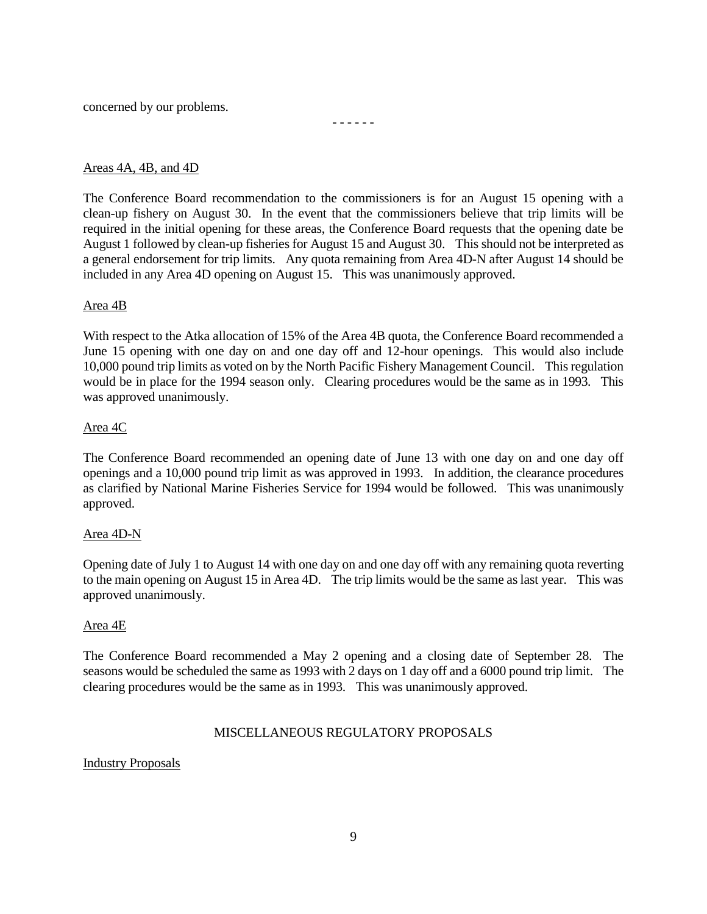concerned by our problems.

- - - - - -

Areas 4A, 4B, and 4D

The Conference Board recommendation to the commissioners is for an August 15 opening with a clean-up fishery on August 30. In the event that the commissioners believe that trip limits will be required in the initial opening for these areas, the Conference Board requests that the opening date be August 1 followed by clean-up fisheries for August 15 and August 30. This should not be interpreted as a general endorsement for trip limits. Any quota remaining from Area 4D-N after August 14 should be included in any Area 4D opening on August 15. This was unanimously approved.

Area 4B

With respect to the Atka allocation of 15% of the Area 4B quota, the Conference Board recommended a June 15 opening with one day on and one day off and 12-hour openings. This would also include 10,000 pound trip limits as voted on by the North Pacific Fishery Management Council. This regulation would be in place for the 1994 season only. Clearing procedures would be the same as in 1993. This was approved unanimously.

Area 4C

The Conference Board recommended an opening date of June 13 with one day on and one day off openings and a 10,000 pound trip limit as was approved in 1993. In addition, the clearance procedures as clarified by National Marine Fisheries Service for 1994 would be followed. This was unanimously approved.

Area 4D-N

Opening date of July 1 to August 14 with one day on and one day off with any remaining quota reverting to the main opening on August 15 in Area 4D. The trip limits would be the same as last year. This was approved unanimously.

Area 4E

The Conference Board recommended a May 2 opening and a closing date of September 28. The seasons would be scheduled the same as 1993 with 2 days on 1 day off and a 6000 pound trip limit. The clearing procedures would be the same as in 1993. This was unanimously approved.

## MISCELLANEOUS REGULATORY PROPOSALS

Industry Proposals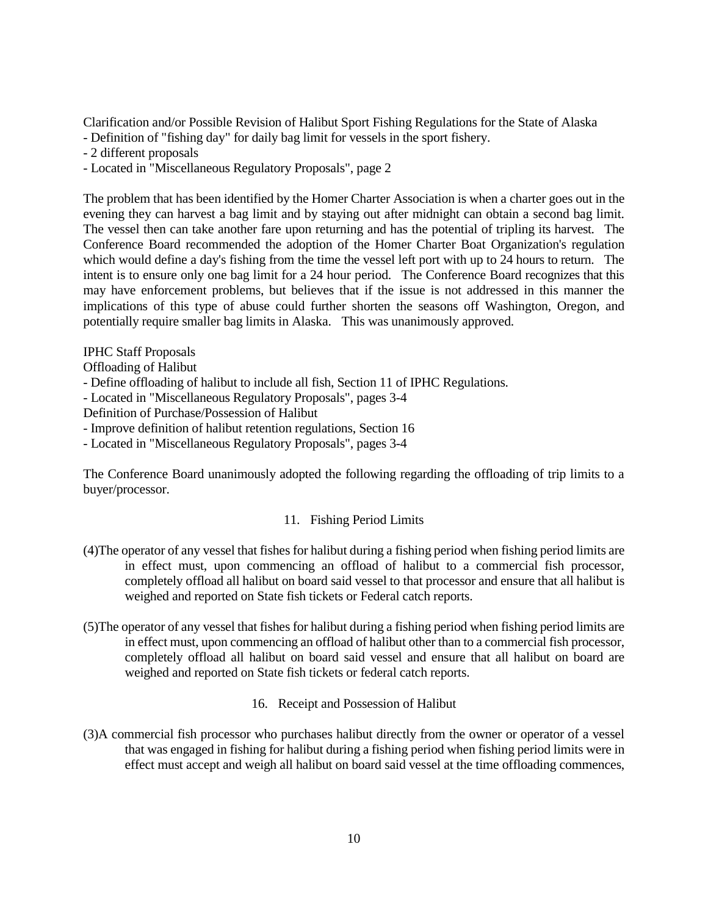Clarification and/or Possible Revision of Halibut Sport Fishing Regulations for the State of Alaska
- Definition of "fishing day" for daily bag limit for vessels in the sport fishery.
- 2 different proposals
- Located in "Miscellaneous Regulatory Proposals", page 2

The problem that has been identified by the Homer Charter Association is when a charter goes out in the evening they can harvest a bag limit and by staying out after midnight can obtain a second bag limit. The vessel then can take another fare upon returning and has the potential of tripling its harvest. The Conference Board recommended the adoption of the Homer Charter Boat Organization's regulation which would define a day's fishing from the time the vessel left port with up to 24 hours to return. The intent is to ensure only one bag limit for a 24 hour period. The Conference Board recognizes that this may have enforcement problems, but believes that if the issue is not addressed in this manner the implications of this type of abuse could further shorten the seasons off Washington, Oregon, and potentially require smaller bag limits in Alaska. This was unanimously approved.

IPHC Staff Proposals
Offloading of Halibut
- Define offloading of halibut to include all fish, Section 11 of IPHC Regulations.
- Located in "Miscellaneous Regulatory Proposals", pages 3-4

Definition of Purchase/Possession of Halibut
- Improve definition of halibut retention regulations, Section 16
- Located in "Miscellaneous Regulatory Proposals", pages 3-4

The Conference Board unanimously adopted the following regarding the offloading of trip limits to a buyer/processor.

11. Fishing Period Limits

(4) The operator of any vessel that fishes for halibut during a fishing period when fishing period limits are in effect must, upon commencing an offload of halibut to a commercial fish processor, completely offload all halibut on board said vessel to that processor and ensure that all halibut is weighed and reported on State fish tickets or Federal catch reports.

(5) The operator of any vessel that fishes for halibut during a fishing period when fishing period limits are in effect must, upon commencing an offload of halibut other than to a commercial fish processor, completely offload all halibut on board said vessel and ensure that all halibut on board are weighed and reported on State fish tickets or federal catch reports.

16. Receipt and Possession of Halibut

(3) A commercial fish processor who purchases halibut directly from the owner or operator of a vessel that was engaged in fishing for halibut during a fishing period when fishing period limits were in effect must accept and weigh all halibut on board said vessel at the time offloading commences,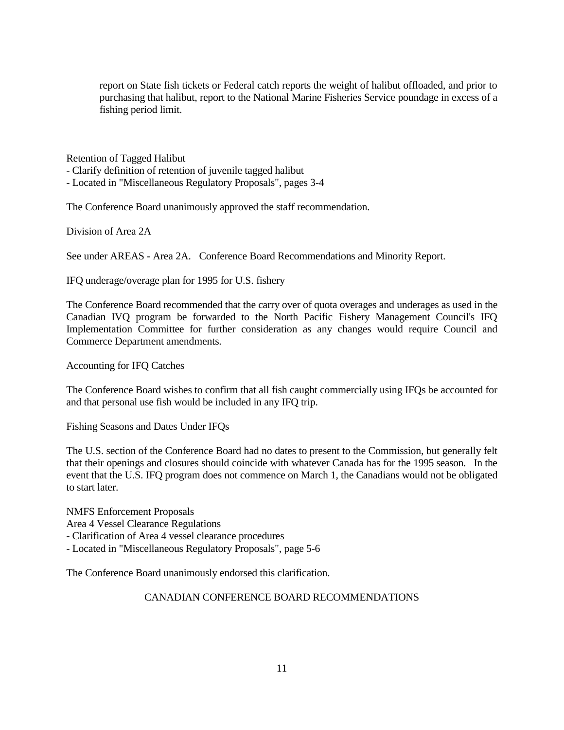report on State fish tickets or Federal catch reports the weight of halibut offloaded, and prior to purchasing that halibut, report to the National Marine Fisheries Service poundage in excess of a fishing period limit.

Retention of Tagged Halibut
- Clarify definition of retention of juvenile tagged halibut
- Located in "Miscellaneous Regulatory Proposals", pages 3-4

The Conference Board unanimously approved the staff recommendation.

Division of Area 2A

See under AREAS - Area 2A. Conference Board Recommendations and Minority Report.

IFQ underage/overage plan for 1995 for U.S. fishery

The Conference Board recommended that the carry over of quota overages and underages as used in the Canadian IVQ program be forwarded to the North Pacific Fishery Management Council's IFQ Implementation Committee for further consideration as any changes would require Council and Commerce Department amendments.

Accounting for IFQ Catches

The Conference Board wishes to confirm that all fish caught commercially using IFQs be accounted for and that personal use fish would be included in any IFQ trip.

Fishing Seasons and Dates Under IFQs

The U.S. section of the Conference Board had no dates to present to the Commission, but generally felt that their openings and closures should coincide with whatever Canada has for the 1995 season. In the event that the U.S. IFQ program does not commence on March 1, the Canadians would not be obligated to start later.

NMFS Enforcement Proposals
Area 4 Vessel Clearance Regulations
- Clarification of Area 4 vessel clearance procedures
- Located in "Miscellaneous Regulatory Proposals", page 5-6

The Conference Board unanimously endorsed this clarification.

## CANADIAN CONFERENCE BOARD RECOMMENDATIONS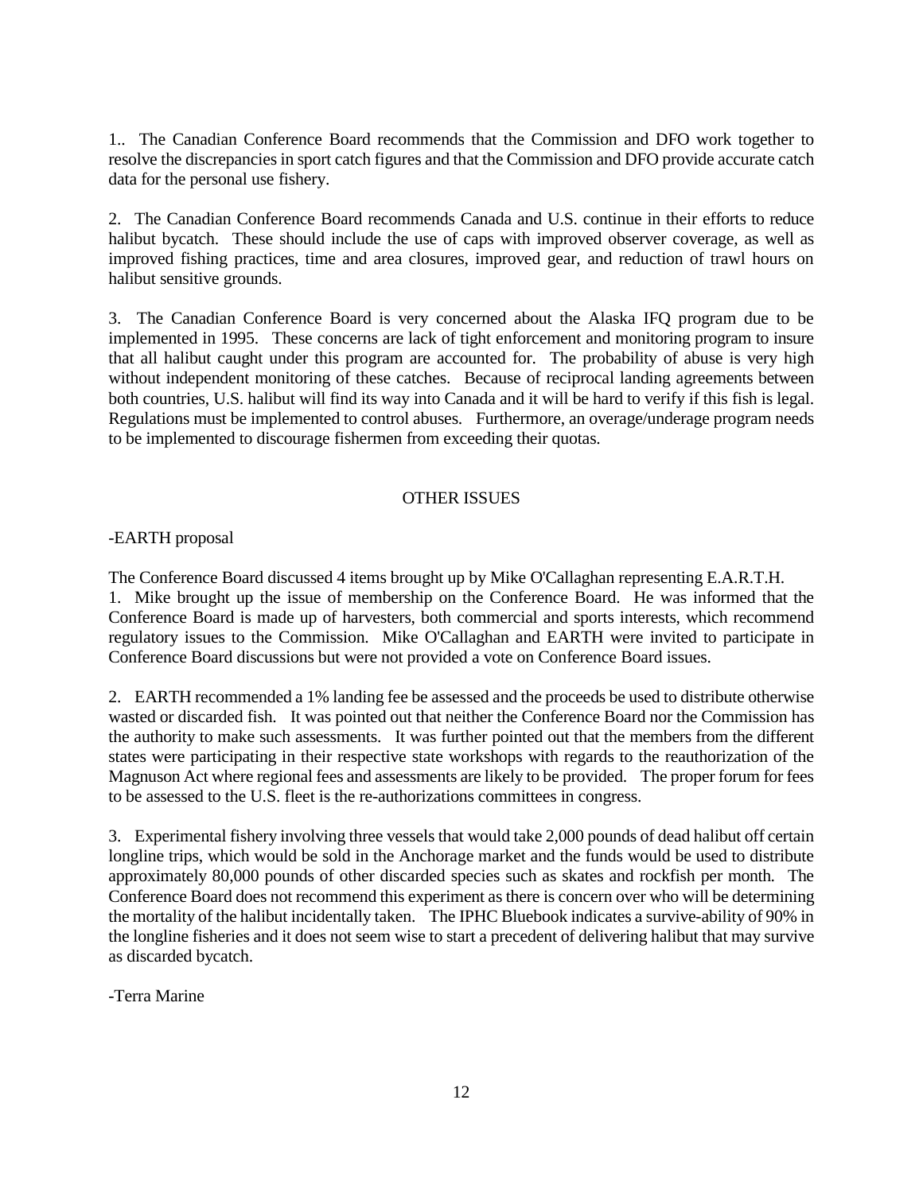1.. The Canadian Conference Board recommends that the Commission and DFO work together to resolve the discrepancies in sport catch figures and that the Commission and DFO provide accurate catch data for the personal use fishery.

2. The Canadian Conference Board recommends Canada and U.S. continue in their efforts to reduce halibut bycatch. These should include the use of caps with improved observer coverage, as well as improved fishing practices, time and area closures, improved gear, and reduction of trawl hours on halibut sensitive grounds.

3. The Canadian Conference Board is very concerned about the Alaska IFQ program due to be implemented in 1995. These concerns are lack of tight enforcement and monitoring program to insure that all halibut caught under this program are accounted for. The probability of abuse is very high without independent monitoring of these catches. Because of reciprocal landing agreements between both countries, U.S. halibut will find its way into Canada and it will be hard to verify if this fish is legal. Regulations must be implemented to control abuses. Furthermore, an overage/underage program needs to be implemented to discourage fishermen from exceeding their quotas.

## OTHER ISSUES

-EARTH proposal

The Conference Board discussed 4 items brought up by Mike O'Callaghan representing E.A.R.T.H.

1. Mike brought up the issue of membership on the Conference Board. He was informed that the Conference Board is made up of harvesters, both commercial and sports interests, which recommend regulatory issues to the Commission. Mike O'Callaghan and EARTH were invited to participate in Conference Board discussions but were not provided a vote on Conference Board issues.

2. EARTH recommended a 1% landing fee be assessed and the proceeds be used to distribute otherwise wasted or discarded fish. It was pointed out that neither the Conference Board nor the Commission has the authority to make such assessments. It was further pointed out that the members from the different states were participating in their respective state workshops with regards to the reauthorization of the Magnuson Act where regional fees and assessments are likely to be provided. The proper forum for fees to be assessed to the U.S. fleet is the re-authorizations committees in congress.

3. Experimental fishery involving three vessels that would take 2,000 pounds of dead halibut off certain longline trips, which would be sold in the Anchorage market and the funds would be used to distribute approximately 80,000 pounds of other discarded species such as skates and rockfish per month. The Conference Board does not recommend this experiment as there is concern over who will be determining the mortality of the halibut incidentally taken. The IPHC Bluebook indicates a survive-ability of 90% in the longline fisheries and it does not seem wise to start a precedent of delivering halibut that may survive as discarded bycatch.

-Terra Marine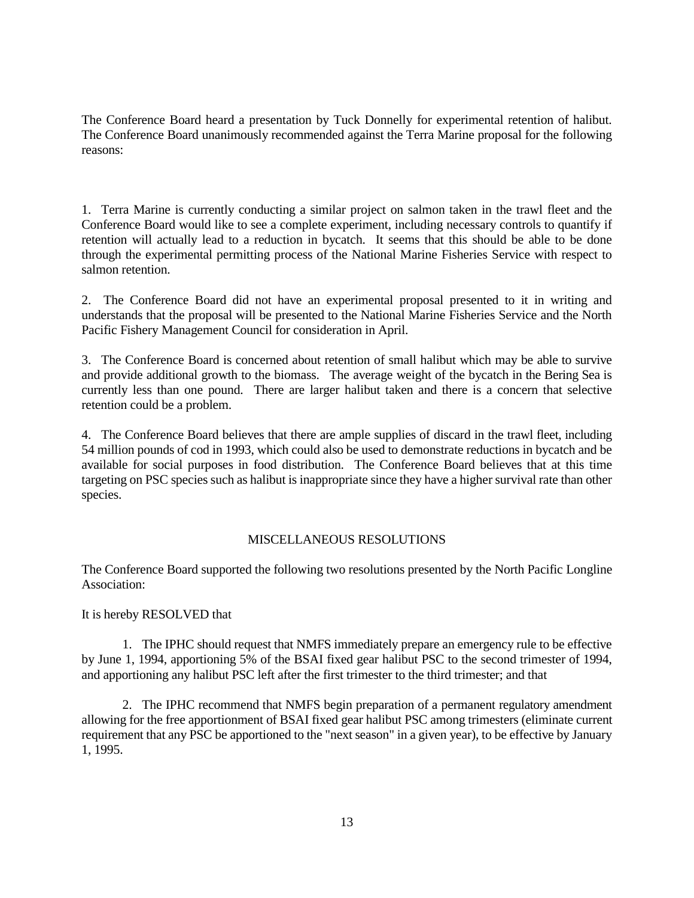The Conference Board heard a presentation by Tuck Donnelly for experimental retention of halibut. The Conference Board unanimously recommended against the Terra Marine proposal for the following reasons:

1. Terra Marine is currently conducting a similar project on salmon taken in the trawl fleet and the Conference Board would like to see a complete experiment, including necessary controls to quantify if retention will actually lead to a reduction in bycatch. It seems that this should be able to be done through the experimental permitting process of the National Marine Fisheries Service with respect to salmon retention.

2. The Conference Board did not have an experimental proposal presented to it in writing and understands that the proposal will be presented to the National Marine Fisheries Service and the North Pacific Fishery Management Council for consideration in April.

3. The Conference Board is concerned about retention of small halibut which may be able to survive and provide additional growth to the biomass. The average weight of the bycatch in the Bering Sea is currently less than one pound. There are larger halibut taken and there is a concern that selective retention could be a problem.

4. The Conference Board believes that there are ample supplies of discard in the trawl fleet, including 54 million pounds of cod in 1993, which could also be used to demonstrate reductions in bycatch and be available for social purposes in food distribution. The Conference Board believes that at this time targeting on PSC species such as halibut is inappropriate since they have a higher survival rate than other species.

## MISCELLANEOUS RESOLUTIONS

The Conference Board supported the following two resolutions presented by the North Pacific Longline Association:

It is hereby RESOLVED that

1. The IPHC should request that NMFS immediately prepare an emergency rule to be effective by June 1, 1994, apportioning 5% of the BSAI fixed gear halibut PSC to the second trimester of 1994, and apportioning any halibut PSC left after the first trimester to the third trimester; and that

2. The IPHC recommend that NMFS begin preparation of a permanent regulatory amendment allowing for the free apportionment of BSAI fixed gear halibut PSC among trimesters (eliminate current requirement that any PSC be apportioned to the "next season" in a given year), to be effective by January 1, 1995.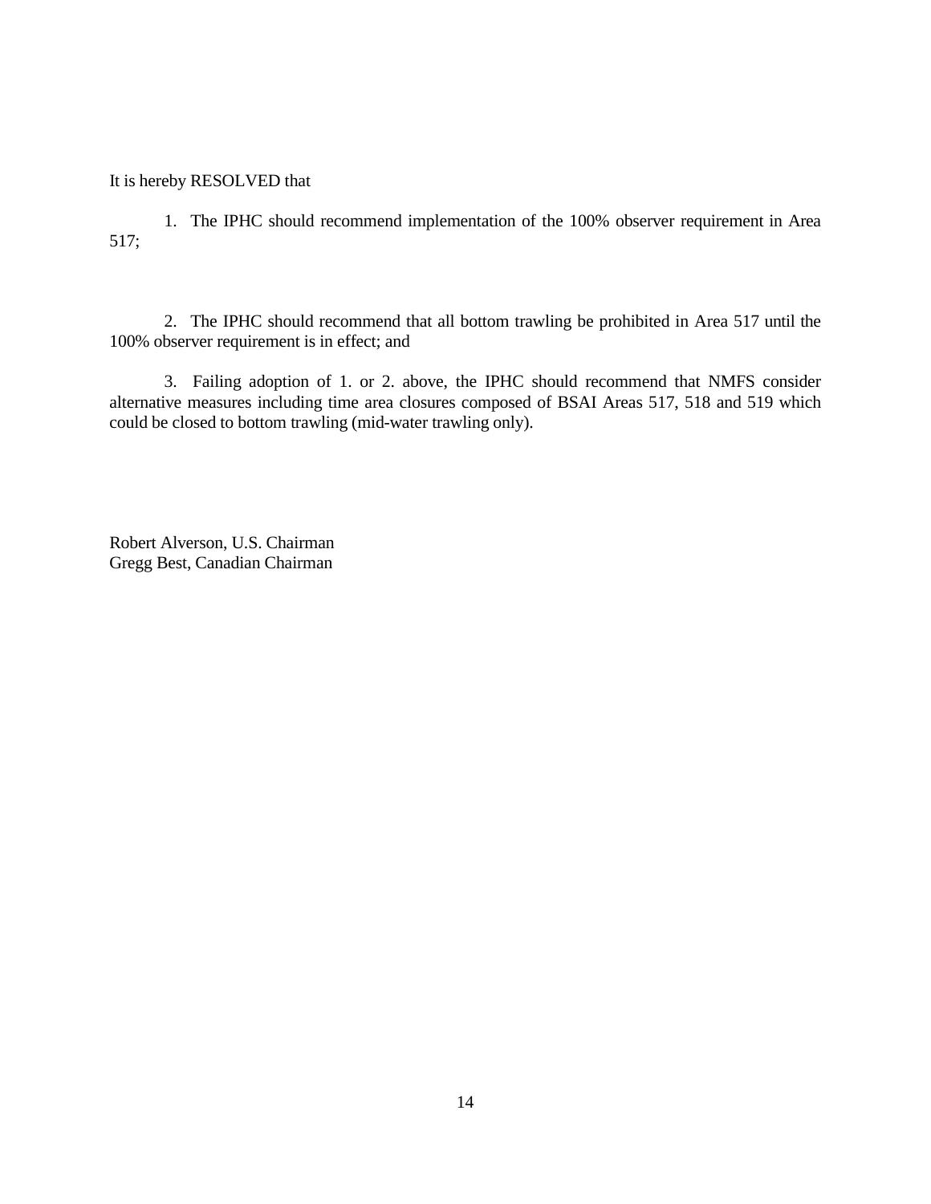It is hereby RESOLVED that

1. The IPHC should recommend implementation of the 100% observer requirement in Area 517;

2. The IPHC should recommend that all bottom trawling be prohibited in Area 517 until the 100% observer requirement is in effect; and

3. Failing adoption of 1. or 2. above, the IPHC should recommend that NMFS consider alternative measures including time area closures composed of BSAI Areas 517, 518 and 519 which could be closed to bottom trawling (mid-water trawling only).

Robert Alverson, U.S. Chairman
Gregg Best, Canadian Chairman